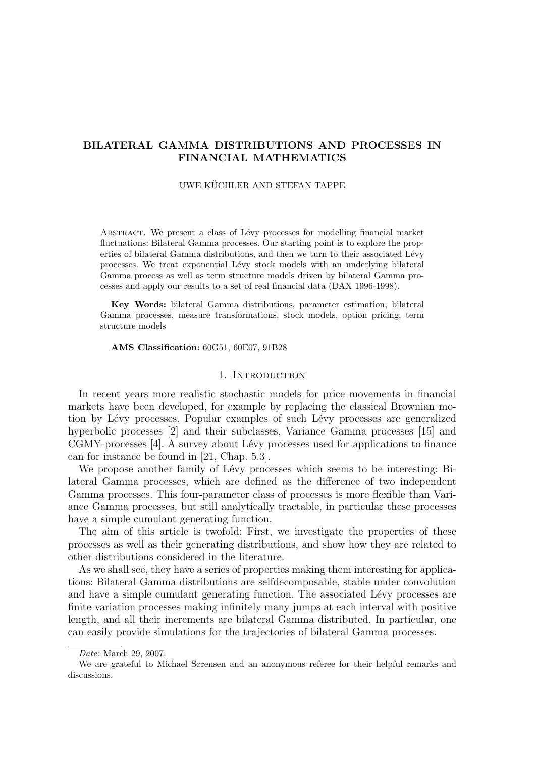# BILATERAL GAMMA DISTRIBUTIONS AND PROCESSES IN FINANCIAL MATHEMATICS

UWE KÜCHLER AND STEFAN TAPPE

Abstract. We present a class of Lévy processes for modelling financial market fluctuations: Bilateral Gamma processes. Our starting point is to explore the properties of bilateral Gamma distributions, and then we turn to their associated Lévy processes. We treat exponential Lévy stock models with an underlying bilateral Gamma process as well as term structure models driven by bilateral Gamma processes and apply our results to a set of real financial data (DAX 1996-1998).

**Key Words:** bilateral Gamma distributions, parameter estimation, bilateral Gamma processes, measure transformations, stock models, option pricing, term structure models

**AMS Classification:** 60G51, 60E07, 91B28

## 1. Introduction

In recent years more realistic stochastic models for price movements in financial markets have been developed, for example by replacing the classical Brownian motion by Lévy processes. Popular examples of such Lévy processes are generalized hyperbolic processes [2] and their subclasses, Variance Gamma processes [15] and CGMY-processes [4]. A survey about Lévy processes used for applications to finance can for instance be found in [21, Chap. 5.3].

We propose another family of Lévy processes which seems to be interesting: Bilateral Gamma processes, which are defined as the difference of two independent Gamma processes. This four-parameter class of processes is more flexible than Variance Gamma processes, but still analytically tractable, in particular these processes have a simple cumulant generating function.

The aim of this article is twofold: First, we investigate the properties of these processes as well as their generating distributions, and show how they are related to other distributions considered in the literature.

As we shall see, they have a series of properties making them interesting for applications: Bilateral Gamma distributions are selfdecomposable, stable under convolution and have a simple cumulant generating function. The associated Lévy processes are finite-variation processes making infinitely many jumps at each interval with positive length, and all their increments are bilateral Gamma distributed. In particular, one can easily provide simulations for the trajectories of bilateral Gamma processes.

*Date*: March 29, 2007.

We are grateful to Michael Sørensen and an anonymous referee for their helpful remarks and discussions.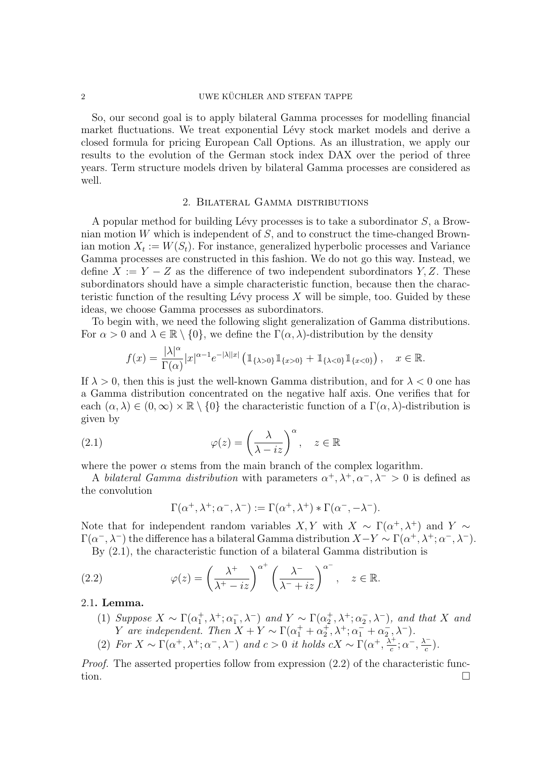So, our second goal is to apply bilateral Gamma processes for modelling financial market fluctuations. We treat exponential Lévy stock market models and derive a closed formula for pricing European Call Options. As an illustration, we apply our results to the evolution of the German stock index DAX over the period of three years. Term structure models driven by bilateral Gamma processes are considered as well.

## 2. Bilateral Gamma distributions

A popular method for building Lévy processes is to take a subordinator $S$, a Brownian motion $W$ which is independent of $S$, and to construct the time-changed Brownian motion $X_t := W(S_t)$. For instance, generalized hyperbolic processes and Variance Gamma processes are constructed in this fashion. We do not go this way. Instead, we define $X := Y - Z$ as the difference of two independent subordinators $Y, Z$. These subordinators should have a simple characteristic function, because then the characteristic function of the resulting Lévy process $X$ will be simple, too. Guided by these ideas, we choose Gamma processes as subordinators.

To begin with, we need the following slight generalization of Gamma distributions. For $\alpha > 0$ and $\lambda \in \mathbb{R} \setminus \{0\}$, we define the $\Gamma(\alpha, \lambda)$-distribution by the density

$$f(x) = \frac{|\lambda|^\alpha}{\Gamma(\alpha)} |x|^{\alpha-1} e^{-|\lambda||x|} \left( \mathbb{1}_{\{\lambda>0\}} \mathbb{1}_{\{x>0\}} + \mathbb{1}_{\{\lambda<0\}} \mathbb{1}_{\{x<0\}} \right), \quad x \in \mathbb{R}.$$

If $\lambda > 0$, then this is just the well-known Gamma distribution, and for $\lambda < 0$ one has a Gamma distribution concentrated on the negative half axis. One verifies that for each $(\alpha, \lambda) \in (0, \infty) \times \mathbb{R} \setminus \{0\}$ the characteristic function of a $\Gamma(\alpha, \lambda)$-distribution is given by

$$\varphi(z) = \left( \frac{\lambda}{\lambda - iz} \right)^\alpha, \quad z \in \mathbb{R} \tag{2.1}$$

where the power $\alpha$ stems from the main branch of the complex logarithm.

A *bilateral Gamma distribution* with parameters $\alpha^+, \lambda^+, \alpha^-, \lambda^- > 0$ is defined as the convolution

$$\Gamma(\alpha^+, \lambda^+; \alpha^-, \lambda^-) := \Gamma(\alpha^+, \lambda^+) * \Gamma(\alpha^-, -\lambda^-).$$

Note that for independent random variables $X, Y$ with $X \sim \Gamma(\alpha^+, \lambda^+)$ and $Y \sim \Gamma(\alpha^-, \lambda^-)$ the difference has a bilateral Gamma distribution $X - Y \sim \Gamma(\alpha^+, \lambda^+; \alpha^-, \lambda^-)$.

By (2.1), the characteristic function of a bilateral Gamma distribution is

$$\varphi(z) = \left( \frac{\lambda^+}{\lambda^+ - iz} \right)^{\alpha^+} \left( \frac{\lambda^-}{\lambda^- + iz} \right)^{\alpha^-}, \quad z \in \mathbb{R}. \tag{2.2}$$

**2.1. Lemma.**

(1) *Suppose $X \sim \Gamma(\alpha_1^+, \lambda^+; \alpha_1^-, \lambda^-)$ and $Y \sim \Gamma(\alpha_2^+, \lambda^+; \alpha_2^-, \lambda^-)$, and that $X$ and $Y$ are independent. Then $X + Y \sim \Gamma(\alpha_1^+ + \alpha_2^+, \lambda^+; \alpha_1^- + \alpha_2^-, \lambda^-)$.*

(2) *For $X \sim \Gamma(\alpha^+, \lambda^+; \alpha^-, \lambda^-)$ and $c > 0$ it holds $cX \sim \Gamma(\alpha^+, \frac{\lambda^+}{c}; \alpha^-, \frac{\lambda^-}{c})$.*

*Proof.* The asserted properties follow from expression (2.2) of the characteristic function. □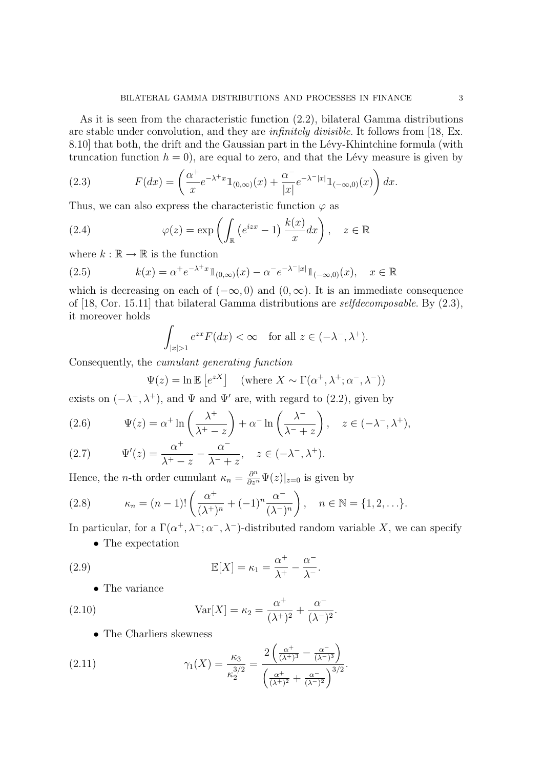As it is seen from the characteristic function (2.2), bilateral Gamma distributions are stable under convolution, and they are *infinitely divisible*. It follows from [18, Ex. 8.10] that both, the drift and the Gaussian part in the Lévy-Khintchine formula (with truncation function $h = 0$), are equal to zero, and that the Lévy measure is given by

$$F(dx) = \left( \frac{\alpha^+}{x} e^{-\lambda^+ x} \mathbb{1}_{(0,\infty)}(x) + \frac{\alpha^-}{|x|} e^{-\lambda^- |x|} \mathbb{1}_{(-\infty,0)}(x) \right) dx. \tag{2.3}$$

Thus, we can also express the characteristic function $\varphi$ as

$$\varphi(z) = \exp\left( \int_{\mathbb{R}} \left( e^{izx} - 1 \right) \frac{k(x)}{x} dx \right), \quad z \in \mathbb{R} \tag{2.4}$$

where $k : \mathbb{R} \to \mathbb{R}$ is the function

$$k(x) = \alpha^+ e^{-\lambda^+ x} \mathbb{1}_{(0,\infty)}(x) - \alpha^- e^{-\lambda^- |x|} \mathbb{1}_{(-\infty,0)}(x), \quad x \in \mathbb{R} \tag{2.5}$$

which is decreasing on each of $(-\infty, 0)$ and $(0, \infty)$. It is an immediate consequence of [18, Cor. 15.11] that bilateral Gamma distributions are *selfdecomposable*. By (2.3), it moreover holds

$$\int_{|x|>1} e^{zx} F(dx) < \infty \quad \text{for all } z \in (-\lambda^-, \lambda^+).$$

Consequently, the *cumulant generating function*

$$\Psi(z) = \ln \mathbb{E}\left[e^{zX}\right] \quad (\text{where } X \sim \Gamma(\alpha^+, \lambda^+; \alpha^-, \lambda^-))$$

exists on $(-\lambda^-, \lambda^+)$, and $\Psi$ and $\Psi'$ are, with regard to (2.2), given by

$$\Psi(z) = \alpha^+ \ln\left( \frac{\lambda^+}{\lambda^+ - z} \right) + \alpha^- \ln\left( \frac{\lambda^-}{\lambda^- + z} \right), \quad z \in (-\lambda^-, \lambda^+), \tag{2.6}$$

$$\Psi'(z) = \frac{\alpha^+}{\lambda^+ - z} - \frac{\alpha^-}{\lambda^- + z}, \quad z \in (-\lambda^-, \lambda^+). \tag{2.7}$$

Hence, the $n$-th order cumulant $\kappa_n = \frac{\partial^n}{\partial z^n} \Psi(z)|_{z=0}$ is given by

$$\kappa_n = (n-1)! \left( \frac{\alpha^+}{(\lambda^+)^n} + (-1)^n \frac{\alpha^-}{(\lambda^-)^n} \right), \quad n \in \mathbb{N} = \{1, 2, \ldots\}. \tag{2.8}$$

In particular, for a $\Gamma(\alpha^+, \lambda^+; \alpha^-, \lambda^-)$-distributed random variable $X$, we can specify

- The expectation

$$\mathbb{E}[X] = \kappa_1 = \frac{\alpha^+}{\lambda^+} - \frac{\alpha^-}{\lambda^-}. \tag{2.9}$$

- The variance

$$\mathrm{Var}[X] = \kappa_2 = \frac{\alpha^+}{(\lambda^+)^2} + \frac{\alpha^-}{(\lambda^-)^2}. \tag{2.10}$$

- The Charliers skewness

$$\gamma_1(X) = \frac{\kappa_3}{\kappa_2^{3/2}} = \frac{2\left( \frac{\alpha^+}{(\lambda^+)^3} - \frac{\alpha^-}{(\lambda^-)^3} \right)}{\left( \frac{\alpha^+}{(\lambda^+)^2} + \frac{\alpha^-}{(\lambda^-)^2} \right)^{3/2}}. \tag{2.11}$$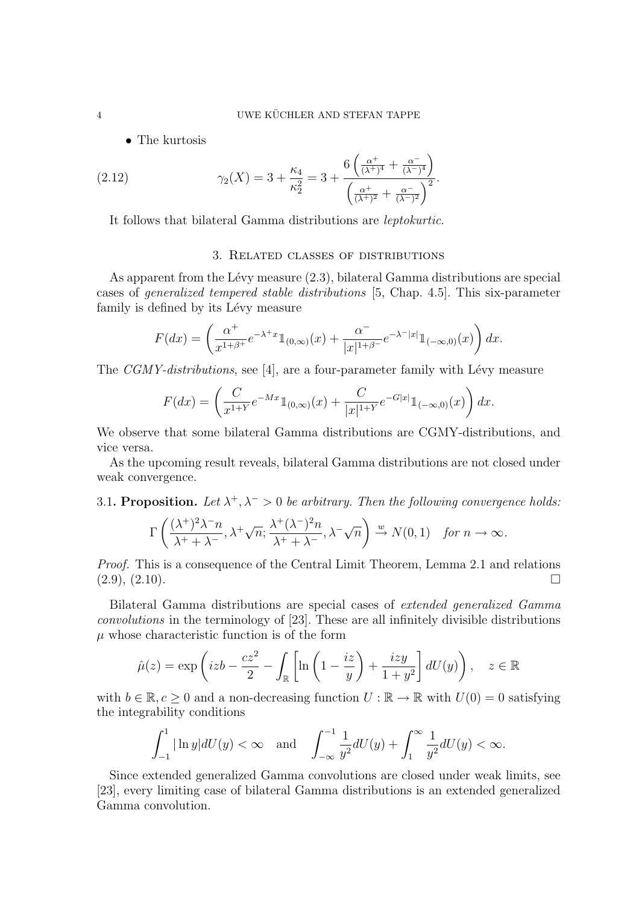- The kurtosis

$$\gamma_2(X) = 3 + \frac{\kappa_4}{\kappa_2^2} = 3 + \frac{6\left(\frac{\alpha^+}{(\lambda^+)^4} + \frac{\alpha^-}{(\lambda^-)^4}\right)}{\left(\frac{\alpha^+}{(\lambda^+)^2} + \frac{\alpha^-}{(\lambda^-)^2}\right)^2}. \tag{2.12}$$

It follows that bilateral Gamma distributions are *leptokurtic*.

## 3. Related classes of distributions

As apparent from the Lévy measure (2.3), bilateral Gamma distributions are special cases of *generalized tempered stable distributions* [5, Chap. 4.5]. This six-parameter family is defined by its Lévy measure

$$F(dx) = \left(\frac{\alpha^+}{x^{1+\beta^+}} e^{-\lambda^+ x} \mathbb{1}_{(0,\infty)}(x) + \frac{\alpha^-}{|x|^{1+\beta^-}} e^{-\lambda^- |x|} \mathbb{1}_{(-\infty,0)}(x)\right) dx.$$

The *CGMY-distributions*, see [4], are a four-parameter family with Lévy measure

$$F(dx) = \left(\frac{C}{x^{1+Y}} e^{-Mx} \mathbb{1}_{(0,\infty)}(x) + \frac{C}{|x|^{1+Y}} e^{-G|x|} \mathbb{1}_{(-\infty,0)}(x)\right) dx.$$

We observe that some bilateral Gamma distributions are CGMY-distributions, and vice versa.

As the upcoming result reveals, bilateral Gamma distributions are not closed under weak convergence.

3.1. **Proposition.** *Let $\lambda^+, \lambda^- > 0$ be arbitrary. Then the following convergence holds:*

$$\Gamma\left(\frac{(\lambda^+)^2 \lambda^- n}{\lambda^+ + \lambda^-}, \lambda^+ \sqrt{n}; \frac{\lambda^+ (\lambda^-)^2 n}{\lambda^+ + \lambda^-}, \lambda^- \sqrt{n}\right) \xrightarrow{w} N(0,1) \quad \text{for } n \to \infty.$$

*Proof.* This is a consequence of the Central Limit Theorem, Lemma 2.1 and relations (2.9), (2.10). □

Bilateral Gamma distributions are special cases of *extended generalized Gamma convolutions* in the terminology of [23]. These are all infinitely divisible distributions $\mu$ whose characteristic function is of the form

$$\hat{\mu}(z) = \exp\left(izb - \frac{cz^2}{2} - \int_{\mathbb{R}} \left[\ln\left(1 - \frac{iz}{y}\right) + \frac{izy}{1+y^2}\right] dU(y)\right), \quad z \in \mathbb{R}$$

with $b \in \mathbb{R}, c \geq 0$ and a non-decreasing function $U : \mathbb{R} \to \mathbb{R}$ with $U(0) = 0$ satisfying the integrability conditions

$$\int_{-1}^{1} |\ln y| dU(y) < \infty \quad \text{and} \quad \int_{-\infty}^{-1} \frac{1}{y^2} dU(y) + \int_{1}^{\infty} \frac{1}{y^2} dU(y) < \infty.$$

Since extended generalized Gamma convolutions are closed under weak limits, see [23], every limiting case of bilateral Gamma distributions is an extended generalized Gamma convolution.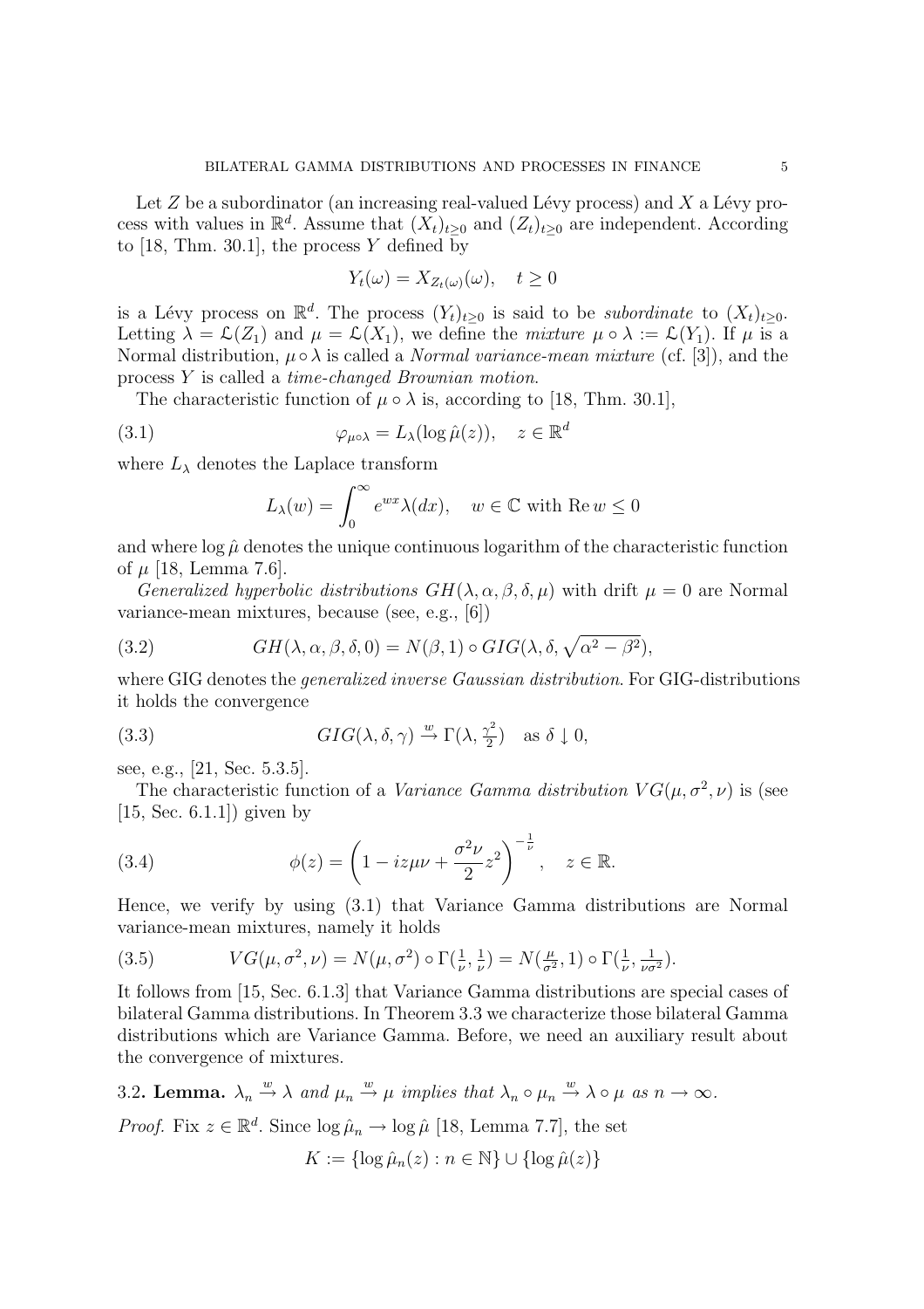Let $Z$ be a subordinator (an increasing real-valued Lévy process) and $X$ a Lévy process with values in $\mathbb{R}^d$. Assume that $(X_t)_{t\geq 0}$ and $(Z_t)_{t\geq 0}$ are independent. According to [18, Thm. 30.1], the process $Y$ defined by

$$Y_t(\omega) = X_{Z_t(\omega)}(\omega), \quad t \geq 0$$

is a Lévy process on $\mathbb{R}^d$. The process $(Y_t)_{t\geq 0}$ is said to be *subordinate* to $(X_t)_{t\geq 0}$. Letting $\lambda = \mathcal{L}(Z_1)$ and $\mu = \mathcal{L}(X_1)$, we define the *mixture* $\mu \circ \lambda := \mathcal{L}(Y_1)$. If $\mu$ is a Normal distribution, $\mu \circ \lambda$ is called a *Normal variance-mean mixture* (cf. [3]), and the process $Y$ is called a *time-changed Brownian motion*.

The characteristic function of $\mu \circ \lambda$ is, according to [18, Thm. 30.1],

$$\varphi_{\mu\circ\lambda} = L_\lambda(\log \hat{\mu}(z)), \quad z \in \mathbb{R}^d \tag{3.1}$$

where $L_\lambda$ denotes the Laplace transform

$$L_\lambda(w) = \int_0^\infty e^{wx}\lambda(dx), \quad w \in \mathbb{C} \text{ with } \operatorname{Re} w \leq 0$$

and where $\log \hat{\mu}$ denotes the unique continuous logarithm of the characteristic function of $\mu$ [18, Lemma 7.6].

*Generalized hyperbolic distributions* $GH(\lambda, \alpha, \beta, \delta, \mu)$ with drift $\mu = 0$ are Normal variance-mean mixtures, because (see, e.g., [6])

$$GH(\lambda, \alpha, \beta, \delta, 0) = N(\beta, 1) \circ GIG(\lambda, \delta, \sqrt{\alpha^2 - \beta^2}), \tag{3.2}$$

where GIG denotes the *generalized inverse Gaussian distribution*. For GIG-distributions it holds the convergence

$$GIG(\lambda, \delta, \gamma) \xrightarrow{w} \Gamma(\lambda, \tfrac{\gamma^2}{2}) \quad \text{as } \delta \downarrow 0, \tag{3.3}$$

see, e.g., [21, Sec. 5.3.5].

The characteristic function of a *Variance Gamma distribution* $VG(\mu, \sigma^2, \nu)$ is (see [15, Sec. 6.1.1]) given by

$$\phi(z) = \left(1 - iz\mu\nu + \frac{\sigma^2\nu}{2}z^2\right)^{-\frac{1}{\nu}}, \quad z \in \mathbb{R}. \tag{3.4}$$

Hence, we verify by using (3.1) that Variance Gamma distributions are Normal variance-mean mixtures, namely it holds

$$VG(\mu, \sigma^2, \nu) = N(\mu, \sigma^2) \circ \Gamma(\tfrac{1}{\nu}, \tfrac{1}{\nu}) = N(\tfrac{\mu}{\sigma^2}, 1) \circ \Gamma(\tfrac{1}{\nu}, \tfrac{1}{\nu\sigma^2}). \tag{3.5}$$

It follows from [15, Sec. 6.1.3] that Variance Gamma distributions are special cases of bilateral Gamma distributions. In Theorem 3.3 we characterize those bilateral Gamma distributions which are Variance Gamma. Before, we need an auxiliary result about the convergence of mixtures.

3.2. **Lemma.** *$\lambda_n \xrightarrow{w} \lambda$ and $\mu_n \xrightarrow{w} \mu$ implies that $\lambda_n \circ \mu_n \xrightarrow{w} \lambda \circ \mu$ as $n \to \infty$.*

*Proof.* Fix $z \in \mathbb{R}^d$. Since $\log \hat{\mu}_n \to \log \hat{\mu}$ [18, Lemma 7.7], the set

$$K := \{\log \hat{\mu}_n(z) : n \in \mathbb{N}\} \cup \{\log \hat{\mu}(z)\}$$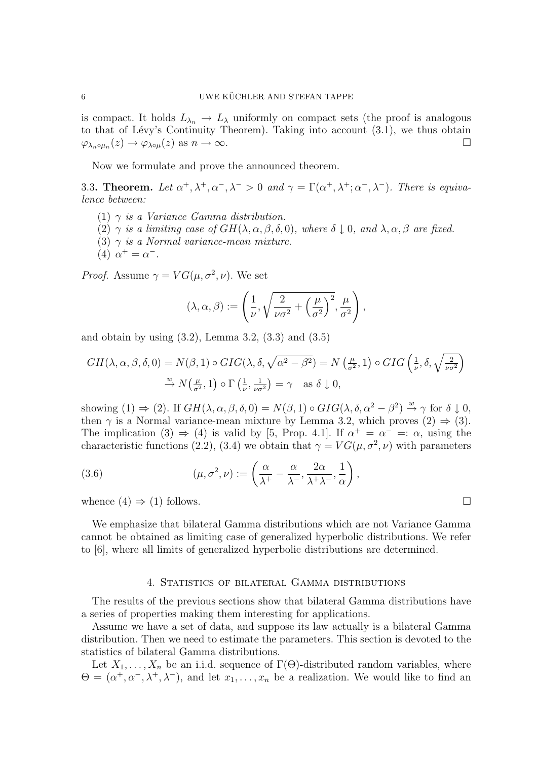is compact. It holds $L_{\lambda_n} \to L_\lambda$ uniformly on compact sets (the proof is analogous to that of Lévy's Continuity Theorem). Taking into account (3.1), we thus obtain $\varphi_{\lambda_n \circ \mu_n}(z) \to \varphi_{\lambda \circ \mu}(z)$ as $n \to \infty$. $\square$

Now we formulate and prove the announced theorem.

**3.3. Theorem.** *Let $\alpha^+, \lambda^+, \alpha^-, \lambda^- > 0$ and $\gamma = \Gamma(\alpha^+, \lambda^+; \alpha^-, \lambda^-)$. There is equivalence between:*

1. *$\gamma$ is a Variance Gamma distribution.*
2. *$\gamma$ is a limiting case of $GH(\lambda, \alpha, \beta, \delta, 0)$, where $\delta \downarrow 0$, and $\lambda, \alpha, \beta$ are fixed.*
3. *$\gamma$ is a Normal variance-mean mixture.*
4. *$\alpha^+ = \alpha^-$.*

*Proof.* Assume $\gamma = VG(\mu, \sigma^2, \nu)$. We set

$$(\lambda, \alpha, \beta) := \left( \frac{1}{\nu}, \sqrt{\frac{2}{\nu \sigma^2} + \left( \frac{\mu}{\sigma^2} \right)^2}, \frac{\mu}{\sigma^2} \right),$$

and obtain by using (3.2), Lemma 3.2, (3.3) and (3.5)

$$\begin{aligned} GH(\lambda, \alpha, \beta, \delta, 0) &= N(\beta, 1) \circ GIG(\lambda, \delta, \sqrt{\alpha^2 - \beta^2}) = N\left(\tfrac{\mu}{\sigma^2}, 1\right) \circ GIG\left(\tfrac{1}{\nu}, \delta, \sqrt{\tfrac{2}{\nu\sigma^2}}\right) \\ &\xrightarrow{w} N\left(\tfrac{\mu}{\sigma^2}, 1\right) \circ \Gamma\left(\tfrac{1}{\nu}, \tfrac{1}{\nu\sigma^2}\right) = \gamma \quad \text{as } \delta \downarrow 0, \end{aligned}$$

showing (1) $\Rightarrow$ (2). If $GH(\lambda, \alpha, \beta, \delta, 0) = N(\beta, 1) \circ GIG(\lambda, \delta, \alpha^2 - \beta^2) \xrightarrow{w} \gamma$ for $\delta \downarrow 0$, then $\gamma$ is a Normal variance-mean mixture by Lemma 3.2, which proves (2) $\Rightarrow$ (3). The implication (3) $\Rightarrow$ (4) is valid by [5, Prop. 4.1]. If $\alpha^+ = \alpha^- =: \alpha$, using the characteristic functions (2.2), (3.4) we obtain that $\gamma = VG(\mu, \sigma^2, \nu)$ with parameters

$$(\mu, \sigma^2, \nu) := \left( \frac{\alpha}{\lambda^+} - \frac{\alpha}{\lambda^-}, \frac{2\alpha}{\lambda^+ \lambda^-}, \frac{1}{\alpha} \right), \tag{3.6}$$

whence (4) $\Rightarrow$ (1) follows. $\square$

We emphasize that bilateral Gamma distributions which are not Variance Gamma cannot be obtained as limiting case of generalized hyperbolic distributions. We refer to [6], where all limits of generalized hyperbolic distributions are determined.

## 4. Statistics of bilateral Gamma distributions

The results of the previous sections show that bilateral Gamma distributions have a series of properties making them interesting for applications.

Assume we have a set of data, and suppose its law actually is a bilateral Gamma distribution. Then we need to estimate the parameters. This section is devoted to the statistics of bilateral Gamma distributions.

Let $X_1, \ldots, X_n$ be an i.i.d. sequence of $\Gamma(\Theta)$-distributed random variables, where $\Theta = (\alpha^+, \alpha^-, \lambda^+, \lambda^-)$, and let $x_1, \ldots, x_n$ be a realization. We would like to find an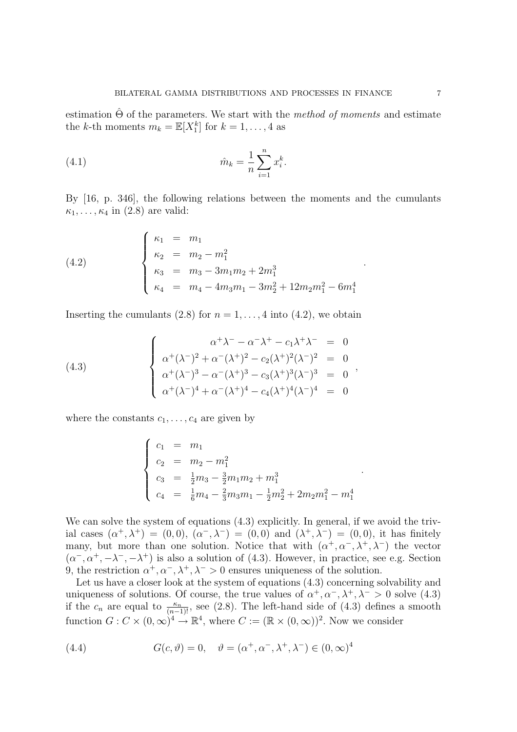estimation $\hat{\Theta}$ of the parameters. We start with the *method of moments* and estimate the $k$-th moments $m_k = \mathbb{E}[X_1^k]$ for $k = 1, \ldots, 4$ as

$$\hat{m}_k = \frac{1}{n} \sum_{i=1}^{n} x_i^k. \tag{4.1}$$

By [16, p. 346], the following relations between the moments and the cumulants $\kappa_1, \ldots, \kappa_4$ in (2.8) are valid:

$$\begin{cases} \kappa_1 &= m_1 \\ \kappa_2 &= m_2 - m_1^2 \\ \kappa_3 &= m_3 - 3m_1 m_2 + 2m_1^3 \\ \kappa_4 &= m_4 - 4m_3 m_1 - 3m_2^2 + 12 m_2 m_1^2 - 6m_1^4 \end{cases} . \tag{4.2}$$

Inserting the cumulants (2.8) for $n = 1, \ldots, 4$ into (4.2), we obtain

$$\begin{cases} \alpha^+ \lambda^- - \alpha^- \lambda^+ - c_1 \lambda^+ \lambda^- &= 0 \\ \alpha^+ (\lambda^-)^2 + \alpha^- (\lambda^+)^2 - c_2 (\lambda^+)^2 (\lambda^-)^2 &= 0 \\ \alpha^+ (\lambda^-)^3 - \alpha^- (\lambda^+)^3 - c_3 (\lambda^+)^3 (\lambda^-)^3 &= 0 \\ \alpha^+ (\lambda^-)^4 + \alpha^- (\lambda^+)^4 - c_4 (\lambda^+)^4 (\lambda^-)^4 &= 0 \end{cases} , \tag{4.3}$$

where the constants $c_1, \ldots, c_4$ are given by

$$\begin{cases} c_1 &= m_1 \\ c_2 &= m_2 - m_1^2 \\ c_3 &= \frac{1}{2} m_3 - \frac{3}{2} m_1 m_2 + m_1^3 \\ c_4 &= \frac{1}{6} m_4 - \frac{2}{3} m_3 m_1 - \frac{1}{2} m_2^2 + 2 m_2 m_1^2 - m_1^4 \end{cases} .$$

We can solve the system of equations (4.3) explicitly. In general, if we avoid the trivial cases $(\alpha^+, \lambda^+) = (0,0)$, $(\alpha^-, \lambda^-) = (0,0)$ and $(\lambda^+, \lambda^-) = (0,0)$, it has finitely many, but more than one solution. Notice that with $(\alpha^+, \alpha^-, \lambda^+, \lambda^-)$ the vector $(\alpha^-, \alpha^+, -\lambda^-, -\lambda^+)$ is also a solution of (4.3). However, in practice, see e.g. Section 9, the restriction $\alpha^+, \alpha^-, \lambda^+, \lambda^- > 0$ ensures uniqueness of the solution.

Let us have a closer look at the system of equations (4.3) concerning solvability and uniqueness of solutions. Of course, the true values of $\alpha^+, \alpha^-, \lambda^+, \lambda^- > 0$ solve (4.3) if the $c_n$ are equal to $\frac{\kappa_n}{(n-1)!}$, see (2.8). The left-hand side of (4.3) defines a smooth function $G : C \times (0,\infty)^4 \to \mathbb{R}^4$, where $C := (\mathbb{R} \times (0,\infty))^2$. Now we consider

$$G(c, \vartheta) = 0, \quad \vartheta = (\alpha^+, \alpha^-, \lambda^+, \lambda^-) \in (0,\infty)^4 \tag{4.4}$$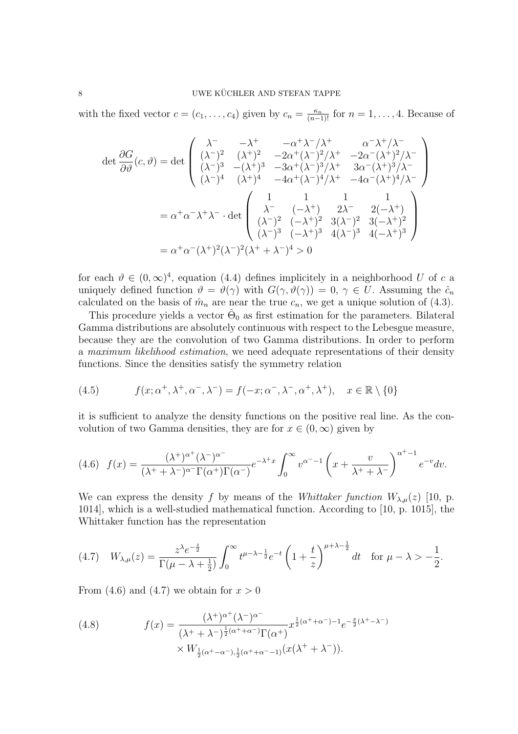with the fixed vector $c = (c_1, \ldots, c_4)$ given by $c_n = \frac{\kappa_n}{(n-1)!}$ for $n = 1, \ldots, 4$. Because of

$$
\begin{aligned}
\det \frac{\partial G}{\partial \vartheta}(c, \vartheta) &= \det \begin{pmatrix} \lambda^- & -\lambda^+ & -\alpha^+\lambda^-/\lambda^+ & \alpha^-\lambda^+/\lambda^- \\ (\lambda^-)^2 & (\lambda^+)^2 & -2\alpha^+(\lambda^-)^2/\lambda^+ & -2\alpha^-(\lambda^+)^2/\lambda^- \\ (\lambda^-)^3 & -(\lambda^+)^3 & -3\alpha^+(\lambda^-)^3/\lambda^+ & 3\alpha^-(\lambda^+)^3/\lambda^- \\ (\lambda^-)^4 & (\lambda^+)^4 & -4\alpha^+(\lambda^-)^4/\lambda^+ & -4\alpha^-(\lambda^+)^4/\lambda^- \end{pmatrix} \\
&= \alpha^+\alpha^-\lambda^+\lambda^- \cdot \det \begin{pmatrix} 1 & 1 & 1 & 1 \\ \lambda^- & (-\lambda^+) & 2\lambda^- & 2(-\lambda^+) \\ (\lambda^-)^2 & (-\lambda^+)^2 & 3(\lambda^-)^2 & 3(-\lambda^+)^2 \\ (\lambda^-)^3 & (-\lambda^+)^3 & 4(\lambda^-)^3 & 4(-\lambda^+)^3 \end{pmatrix} \\
&= \alpha^+\alpha^-(\lambda^+)^2(\lambda^-)^2(\lambda^+ + \lambda^-)^4 > 0
\end{aligned}
$$

for each $\vartheta \in (0, \infty)^4$, equation (4.4) defines implicitely in a neighborhood $U$ of $c$ a uniquely defined function $\vartheta = \vartheta(\gamma)$ with $G(\gamma, \vartheta(\gamma)) = 0$, $\gamma \in U$. Assuming the $\hat{c}_n$ calculated on the basis of $\hat{m}_n$ are near the true $c_n$, we get a unique solution of (4.3).

This procedure yields a vector $\hat{\Theta}_0$ as first estimation for the parameters. Bilateral Gamma distributions are absolutely continuous with respect to the Lebesgue measure, because they are the convolution of two Gamma distributions. In order to perform a *maximum likelihood estimation*, we need adequate representations of their density functions. Since the densities satisfy the symmetry relation

$$
f(x; \alpha^+, \lambda^+, \alpha^-, \lambda^-) = f(-x; \alpha^-, \lambda^-, \alpha^+, \lambda^+), \quad x \in \mathbb{R} \setminus \{0\} \tag{4.5}
$$

it is sufficient to analyze the density functions on the positive real line. As the convolution of two Gamma densities, they are for $x \in (0, \infty)$ given by

$$
f(x) = \frac{(\lambda^+)^{\alpha^+}(\lambda^-)^{\alpha^-}}{(\lambda^+ + \lambda^-)^{\alpha^-}\Gamma(\alpha^+)\Gamma(\alpha^-)} e^{-\lambda^+ x} \int_0^\infty v^{\alpha^- - 1} \left( x + \frac{v}{\lambda^+ + \lambda^-} \right)^{\alpha^+ - 1} e^{-v} dv. \tag{4.6}
$$

We can express the density $f$ by means of the *Whittaker function* $W_{\lambda,\mu}(z)$ [10, p. 1014], which is a well-studied mathematical function. According to [10, p. 1015], the Whittaker function has the representation

$$
W_{\lambda,\mu}(z) = \frac{z^\lambda e^{-\frac{z}{2}}}{\Gamma(\mu - \lambda + \frac{1}{2})} \int_0^\infty t^{\mu - \lambda - \frac{1}{2}} e^{-t} \left( 1 + \frac{t}{z} \right)^{\mu + \lambda - \frac{1}{2}} dt \quad \text{for } \mu - \lambda > -\frac{1}{2}. \tag{4.7}
$$

From (4.6) and (4.7) we obtain for $x > 0$

$$
\begin{aligned}
f(x) = &\frac{(\lambda^+)^{\alpha^+}(\lambda^-)^{\alpha^-}}{(\lambda^+ + \lambda^-)^{\frac{1}{2}(\alpha^+ + \alpha^-)}\Gamma(\alpha^+)} x^{\frac{1}{2}(\alpha^+ + \alpha^-) - 1} e^{-\frac{x}{2}(\lambda^+ - \lambda^-)} \\
&\times W_{\frac{1}{2}(\alpha^+ - \alpha^-), \frac{1}{2}(\alpha^+ + \alpha^- - 1)}(x(\lambda^+ + \lambda^-)).
\end{aligned} \tag{4.8}
$$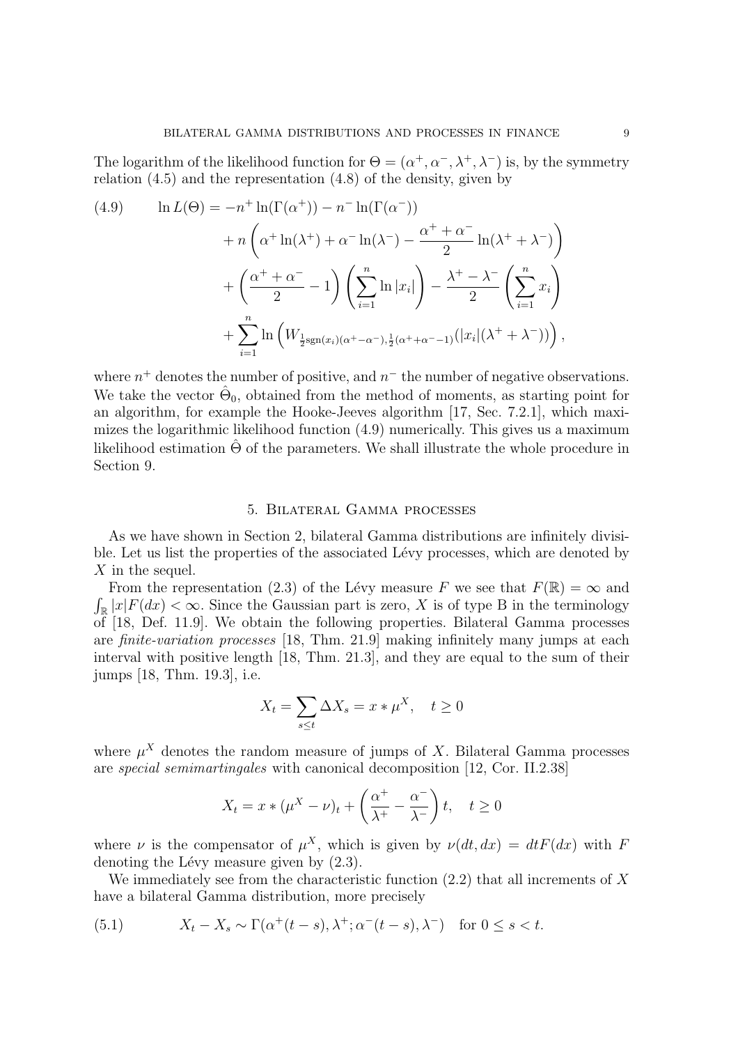The logarithm of the likelihood function for $\Theta = (\alpha^+, \alpha^-, \lambda^+, \lambda^-)$ is, by the symmetry relation (4.5) and the representation (4.8) of the density, given by

$$
\begin{aligned}
\ln L(\Theta) = & -n^+ \ln(\Gamma(\alpha^+)) - n^- \ln(\Gamma(\alpha^-)) \\
& + n \left( \alpha^+ \ln(\lambda^+) + \alpha^- \ln(\lambda^-) - \frac{\alpha^+ + \alpha^-}{2} \ln(\lambda^+ + \lambda^-) \right) \\
& + \left( \frac{\alpha^+ + \alpha^-}{2} - 1 \right) \left( \sum_{i=1}^n \ln |x_i| \right) - \frac{\lambda^+ - \lambda^-}{2} \left( \sum_{i=1}^n x_i \right) \\
& + \sum_{i=1}^n \ln \left( W_{\frac{1}{2}\mathrm{sgn}(x_i)(\alpha^+ - \alpha^-), \frac{1}{2}(\alpha^+ + \alpha^- - 1)}(|x_i|(\lambda^+ + \lambda^-)) \right),
\end{aligned}
\tag{4.9}
$$

where $n^+$ denotes the number of positive, and $n^-$ the number of negative observations. We take the vector $\hat{\Theta}_0$, obtained from the method of moments, as starting point for an algorithm, for example the Hooke-Jeeves algorithm [17, Sec. 7.2.1], which maximizes the logarithmic likelihood function (4.9) numerically. This gives us a maximum likelihood estimation $\hat{\Theta}$ of the parameters. We shall illustrate the whole procedure in Section 9.

## 5. Bilateral Gamma processes

As we have shown in Section 2, bilateral Gamma distributions are infinitely divisible. Let us list the properties of the associated Lévy processes, which are denoted by $X$ in the sequel.

From the representation (2.3) of the Lévy measure $F$ we see that $F(\mathbb{R}) = \infty$ and $\int_{\mathbb{R}} |x| F(dx) < \infty$. Since the Gaussian part is zero, $X$ is of type B in the terminology of [18, Def. 11.9]. We obtain the following properties. Bilateral Gamma processes are *finite-variation processes* [18, Thm. 21.9] making infinitely many jumps at each interval with positive length [18, Thm. 21.3], and they are equal to the sum of their jumps [18, Thm. 19.3], i.e.

$$
X_t = \sum_{s \le t} \Delta X_s = x * \mu^X, \quad t \ge 0
$$

where $\mu^X$ denotes the random measure of jumps of $X$. Bilateral Gamma processes are *special semimartingales* with canonical decomposition [12, Cor. II.2.38]

$$
X_t = x * (\mu^X - \nu)_t + \left( \frac{\alpha^+}{\lambda^+} - \frac{\alpha^-}{\lambda^-} \right) t, \quad t \ge 0
$$

where $\nu$ is the compensator of $\mu^X$, which is given by $\nu(dt, dx) = dt F(dx)$ with $F$ denoting the Lévy measure given by (2.3).

We immediately see from the characteristic function (2.2) that all increments of $X$ have a bilateral Gamma distribution, more precisely

$$
X_t - X_s \sim \Gamma(\alpha^+(t-s), \lambda^+; \alpha^-(t-s), \lambda^-) \quad \text{for } 0 \le s < t. \tag{5.1}
$$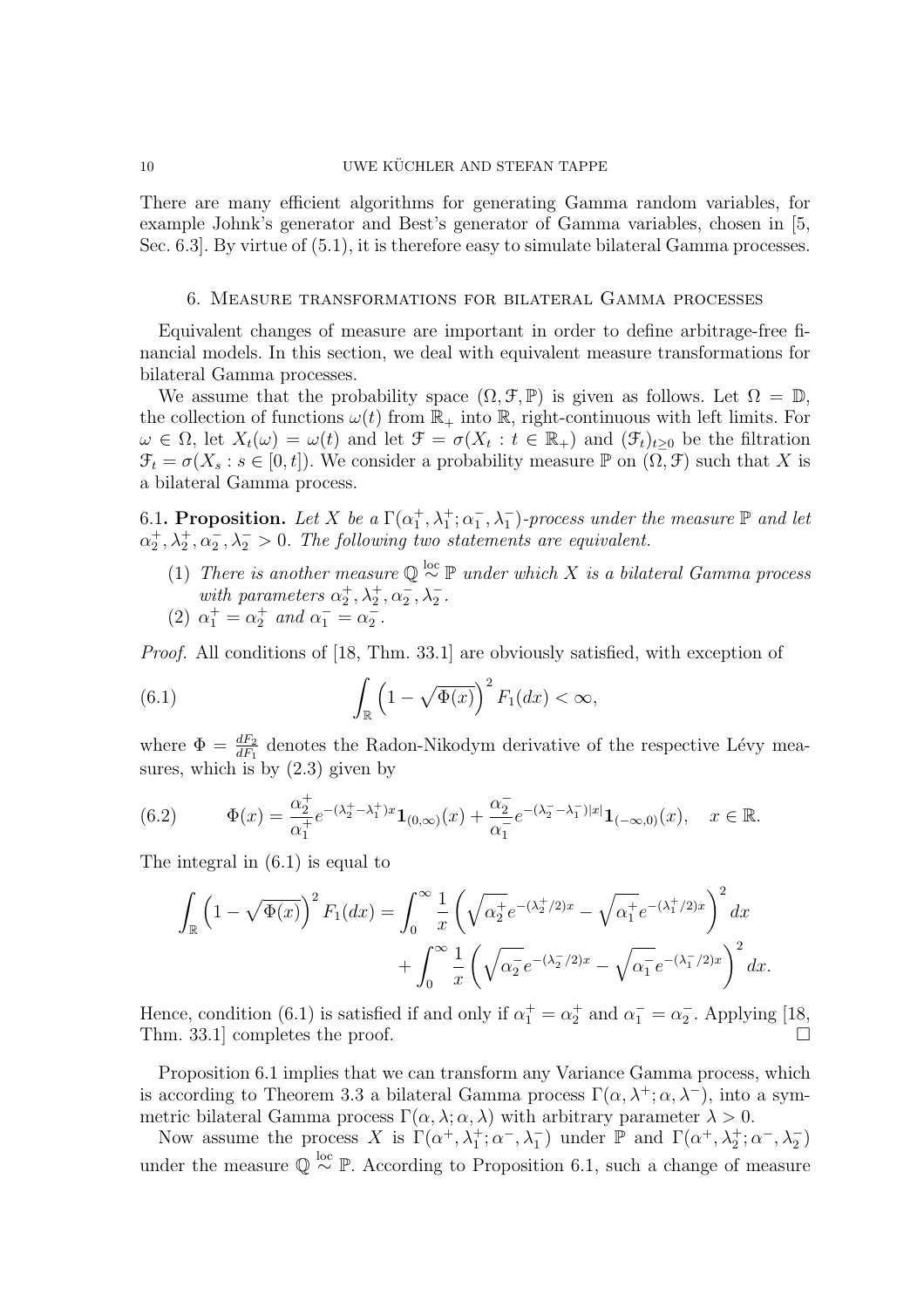There are many efficient algorithms for generating Gamma random variables, for example Johnk's generator and Best's generator of Gamma variables, chosen in [5, Sec. 6.3]. By virtue of (5.1), it is therefore easy to simulate bilateral Gamma processes.

## 6. Measure transformations for bilateral Gamma processes

Equivalent changes of measure are important in order to define arbitrage-free financial models. In this section, we deal with equivalent measure transformations for bilateral Gamma processes.

We assume that the probability space $(\Omega, \mathcal{F}, \mathbb{P})$ is given as follows. Let $\Omega = \mathbb{D}$, the collection of functions $\omega(t)$ from $\mathbb{R}_+$ into $\mathbb{R}$, right-continuous with left limits. For $\omega \in \Omega$, let $X_t(\omega) = \omega(t)$ and let $\mathcal{F} = \sigma(X_t : t \in \mathbb{R}_+)$ and $(\mathcal{F}_t)_{t \geq 0}$ be the filtration $\mathcal{F}_t = \sigma(X_s : s \in [0, t])$. We consider a probability measure $\mathbb{P}$ on $(\Omega, \mathcal{F})$ such that $X$ is a bilateral Gamma process.

**6.1. Proposition.** *Let $X$ be a $\Gamma(\alpha_1^+, \lambda_1^+; \alpha_1^-, \lambda_1^-)$-process under the measure $\mathbb{P}$ and let $\alpha_2^+, \lambda_2^+, \alpha_2^-, \lambda_2^- > 0$. The following two statements are equivalent.*

1. *There is another measure $\mathbb{Q} \overset{\text{loc}}{\sim} \mathbb{P}$ under which $X$ is a bilateral Gamma process with parameters $\alpha_2^+, \lambda_2^+, \alpha_2^-, \lambda_2^-$.*
2. *$\alpha_1^+ = \alpha_2^+$ and $\alpha_1^- = \alpha_2^-$.*

*Proof.* All conditions of [18, Thm. 33.1] are obviously satisfied, with exception of

$$\int_{\mathbb{R}} \left(1 - \sqrt{\Phi(x)}\right)^2 F_1(dx) < \infty, \tag{6.1}$$

where $\Phi = \frac{dF_2}{dF_1}$ denotes the Radon-Nikodym derivative of the respective Lévy measures, which is by (2.3) given by

$$\Phi(x) = \frac{\alpha_2^+}{\alpha_1^+} e^{-(\lambda_2^+ - \lambda_1^+)x} \mathbf{1}_{(0,\infty)}(x) + \frac{\alpha_2^-}{\alpha_1^-} e^{-(\lambda_2^- - \lambda_1^-)|x|} \mathbf{1}_{(-\infty,0)}(x), \quad x \in \mathbb{R}. \tag{6.2}$$

The integral in (6.1) is equal to

$$\begin{aligned} \int_{\mathbb{R}} \left(1 - \sqrt{\Phi(x)}\right)^2 F_1(dx) &= \int_0^\infty \frac{1}{x} \left( \sqrt{\alpha_2^+} e^{-(\lambda_2^+/2)x} - \sqrt{\alpha_1^+} e^{-(\lambda_1^+/2)x} \right)^2 dx \\ &\quad + \int_0^\infty \frac{1}{x} \left( \sqrt{\alpha_2^-} e^{-(\lambda_2^-/2)x} - \sqrt{\alpha_1^-} e^{-(\lambda_1^-/2)x} \right)^2 dx. \end{aligned}$$

Hence, condition (6.1) is satisfied if and only if $\alpha_1^+ = \alpha_2^+$ and $\alpha_1^- = \alpha_2^-$. Applying [18, Thm. 33.1] completes the proof. □

Proposition 6.1 implies that we can transform any Variance Gamma process, which is according to Theorem 3.3 a bilateral Gamma process $\Gamma(\alpha, \lambda^+; \alpha, \lambda^-)$, into a symmetric bilateral Gamma process $\Gamma(\alpha, \lambda; \alpha, \lambda)$ with arbitrary parameter $\lambda > 0$.

Now assume the process $X$ is $\Gamma(\alpha^+, \lambda_1^+; \alpha^-, \lambda_1^-)$ under $\mathbb{P}$ and $\Gamma(\alpha^+, \lambda_2^+; \alpha^-, \lambda_2^-)$ under the measure $\mathbb{Q} \overset{\text{loc}}{\sim} \mathbb{P}$. According to Proposition 6.1, such a change of measure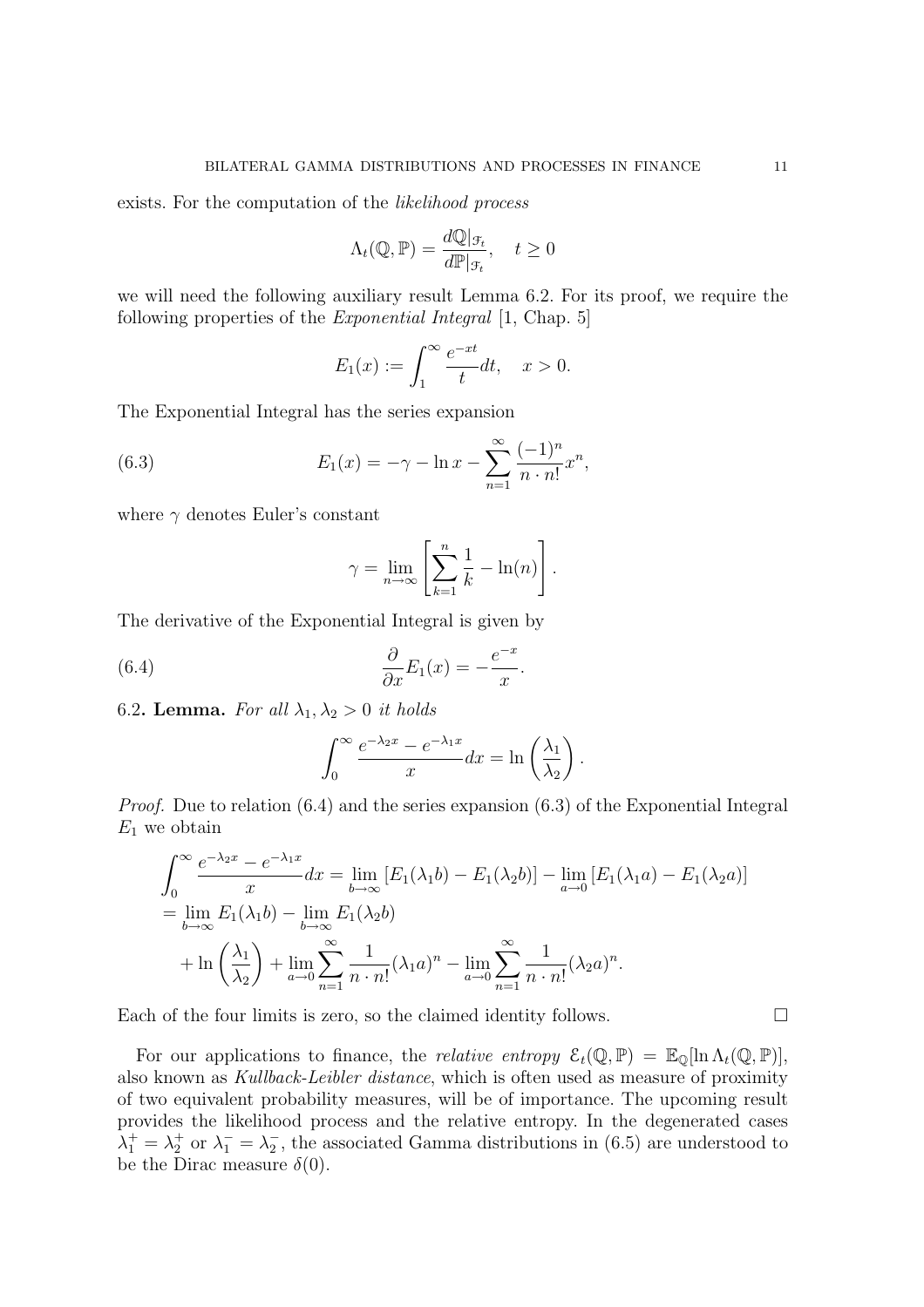exists. For the computation of the *likelihood process*

$$\Lambda_t(\mathbb{Q}, \mathbb{P}) = \frac{d\mathbb{Q}|_{\mathcal{F}_t}}{d\mathbb{P}|_{\mathcal{F}_t}}, \quad t \geq 0$$

we will need the following auxiliary result Lemma 6.2. For its proof, we require the following properties of the *Exponential Integral* [1, Chap. 5]

$$E_1(x) := \int_1^\infty \frac{e^{-xt}}{t} dt, \quad x > 0.$$

The Exponential Integral has the series expansion

$$E_1(x) = -\gamma - \ln x - \sum_{n=1}^\infty \frac{(-1)^n}{n \cdot n!} x^n, \tag{6.3}$$

where $\gamma$ denotes Euler's constant

$$\gamma = \lim_{n \to \infty} \left[ \sum_{k=1}^n \frac{1}{k} - \ln(n) \right].$$

The derivative of the Exponential Integral is given by

$$\frac{\partial}{\partial x} E_1(x) = -\frac{e^{-x}}{x}. \tag{6.4}$$

6.2. **Lemma.** *For all $\lambda_1, \lambda_2 > 0$ it holds*

$$\int_0^\infty \frac{e^{-\lambda_2 x} - e^{-\lambda_1 x}}{x} dx = \ln \left( \frac{\lambda_1}{\lambda_2} \right).$$

*Proof.* Due to relation (6.4) and the series expansion (6.3) of the Exponential Integral $E_1$ we obtain

$$\begin{aligned}
\int_0^\infty \frac{e^{-\lambda_2 x} - e^{-\lambda_1 x}}{x} dx &= \lim_{b \to \infty} [E_1(\lambda_1 b) - E_1(\lambda_2 b)] - \lim_{a \to 0} [E_1(\lambda_1 a) - E_1(\lambda_2 a)] \\
&= \lim_{b \to \infty} E_1(\lambda_1 b) - \lim_{b \to \infty} E_1(\lambda_2 b) \\
&\quad + \ln \left( \frac{\lambda_1}{\lambda_2} \right) + \lim_{a \to 0} \sum_{n=1}^\infty \frac{1}{n \cdot n!} (\lambda_1 a)^n - \lim_{a \to 0} \sum_{n=1}^\infty \frac{1}{n \cdot n!} (\lambda_2 a)^n.
\end{aligned}$$

Each of the four limits is zero, so the claimed identity follows. □

For our applications to finance, the *relative entropy* $\mathcal{E}_t(\mathbb{Q}, \mathbb{P}) = \mathbb{E}_{\mathbb{Q}}[\ln \Lambda_t(\mathbb{Q}, \mathbb{P})]$, also known as *Kullback-Leibler distance*, which is often used as measure of proximity of two equivalent probability measures, will be of importance. The upcoming result provides the likelihood process and the relative entropy. In the degenerated cases $\lambda_1^+ = \lambda_2^+$ or $\lambda_1^- = \lambda_2^-$, the associated Gamma distributions in (6.5) are understood to be the Dirac measure $\delta(0)$.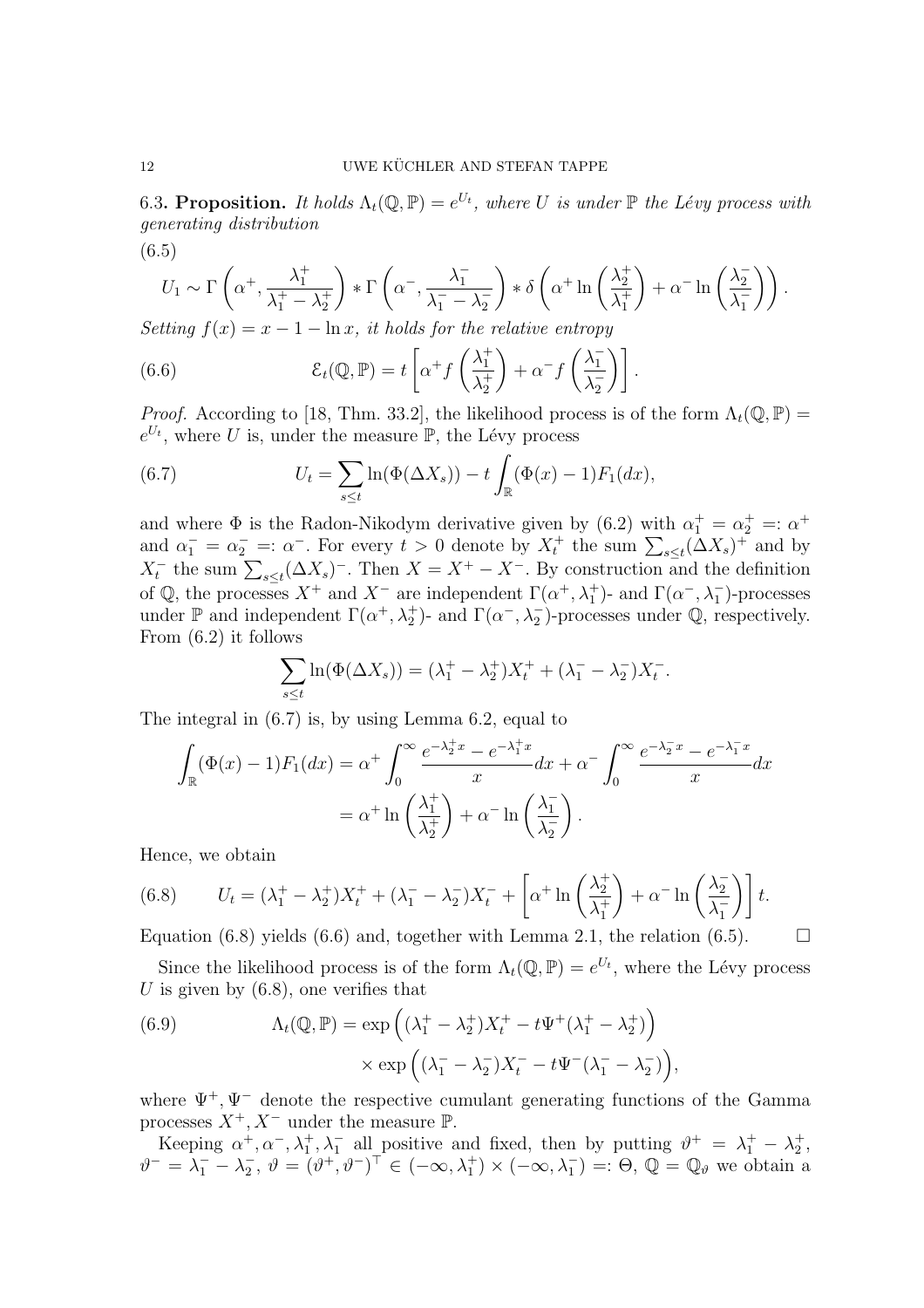**6.3. Proposition.** *It holds $\Lambda_t(\mathbb{Q},\mathbb{P}) = e^{U_t}$, where $U$ is under $\mathbb{P}$ the Lévy process with generating distribution*

$$
U_1 \sim \Gamma\left(\alpha^+, \frac{\lambda_1^+}{\lambda_1^+ - \lambda_2^+}\right) * \Gamma\left(\alpha^-, \frac{\lambda_1^-}{\lambda_1^- - \lambda_2^-}\right) * \delta\left(\alpha^+ \ln\left(\frac{\lambda_2^+}{\lambda_1^+}\right) + \alpha^- \ln\left(\frac{\lambda_2^-}{\lambda_1^-}\right)\right). \tag{6.5}
$$

*Setting $f(x) = x - 1 - \ln x$, it holds for the relative entropy*

$$
\mathcal{E}_t(\mathbb{Q},\mathbb{P}) = t\left[\alpha^+ f\left(\frac{\lambda_1^+}{\lambda_2^+}\right) + \alpha^- f\left(\frac{\lambda_1^-}{\lambda_2^-}\right)\right]. \tag{6.6}
$$

*Proof.* According to [18, Thm. 33.2], the likelihood process is of the form $\Lambda_t(\mathbb{Q},\mathbb{P}) = e^{U_t}$, where $U$ is, under the measure $\mathbb{P}$, the Lévy process

$$
U_t = \sum_{s \leq t} \ln(\Phi(\Delta X_s)) - t\int_{\mathbb{R}} (\Phi(x) - 1) F_1(dx), \tag{6.7}
$$

and where $\Phi$ is the Radon-Nikodym derivative given by (6.2) with $\alpha_1^+ = \alpha_2^+ =: \alpha^+$ and $\alpha_1^- = \alpha_2^- =: \alpha^-$. For every $t > 0$ denote by $X_t^+$ the sum $\sum_{s\leq t}(\Delta X_s)^+$ and by $X_t^-$ the sum $\sum_{s\leq t}(\Delta X_s)^-$. Then $X = X^+ - X^-$. By construction and the definition of $\mathbb{Q}$, the processes $X^+$ and $X^-$ are independent $\Gamma(\alpha^+,\lambda_1^+)$- and $\Gamma(\alpha^-,\lambda_1^-)$-processes under $\mathbb{P}$ and independent $\Gamma(\alpha^+,\lambda_2^+)$- and $\Gamma(\alpha^-,\lambda_2^-)$-processes under $\mathbb{Q}$, respectively. From (6.2) it follows

$$
\sum_{s\leq t} \ln(\Phi(\Delta X_s)) = (\lambda_1^+ - \lambda_2^+)X_t^+ + (\lambda_1^- - \lambda_2^-)X_t^-.
$$

The integral in (6.7) is, by using Lemma 6.2, equal to

$$
\begin{aligned}
\int_{\mathbb{R}} (\Phi(x) - 1) F_1(dx) &= \alpha^+ \int_0^\infty \frac{e^{-\lambda_2^+ x} - e^{-\lambda_1^+ x}}{x} dx + \alpha^- \int_0^\infty \frac{e^{-\lambda_2^- x} - e^{-\lambda_1^- x}}{x} dx \\
&= \alpha^+ \ln\left(\frac{\lambda_1^+}{\lambda_2^+}\right) + \alpha^- \ln\left(\frac{\lambda_1^-}{\lambda_2^-}\right).
\end{aligned}
$$

Hence, we obtain

$$
U_t = (\lambda_1^+ - \lambda_2^+)X_t^+ + (\lambda_1^- - \lambda_2^-)X_t^- + \left[\alpha^+ \ln\left(\frac{\lambda_2^+}{\lambda_1^+}\right) + \alpha^- \ln\left(\frac{\lambda_2^-}{\lambda_1^-}\right)\right] t. \tag{6.8}
$$

Equation (6.8) yields (6.6) and, together with Lemma 2.1, the relation (6.5). $\square$

Since the likelihood process is of the form $\Lambda_t(\mathbb{Q},\mathbb{P}) = e^{U_t}$, where the Lévy process $U$ is given by (6.8), one verifies that

$$
\begin{aligned}
\Lambda_t(\mathbb{Q},\mathbb{P}) &= \exp\Big((\lambda_1^+ - \lambda_2^+)X_t^+ - t\Psi^+(\lambda_1^+ - \lambda_2^+)\Big) \\
&\quad \times \exp\Big((\lambda_1^- - \lambda_2^-)X_t^- - t\Psi^-(\lambda_1^- - \lambda_2^-)\Big),
\end{aligned} \tag{6.9}
$$

where $\Psi^+, \Psi^-$ denote the respective cumulant generating functions of the Gamma processes $X^+, X^-$ under the measure $\mathbb{P}$.

Keeping $\alpha^+, \alpha^-, \lambda_1^+, \lambda_1^-$ all positive and fixed, then by putting $\vartheta^+ = \lambda_1^+ - \lambda_2^+$, $\vartheta^- = \lambda_1^- - \lambda_2^-$, $\vartheta = (\vartheta^+, \vartheta^-)^\top \in (-\infty, \lambda_1^+) \times (-\infty, \lambda_1^-) =: \Theta$, $\mathbb{Q} = \mathbb{Q}_\vartheta$ we obtain a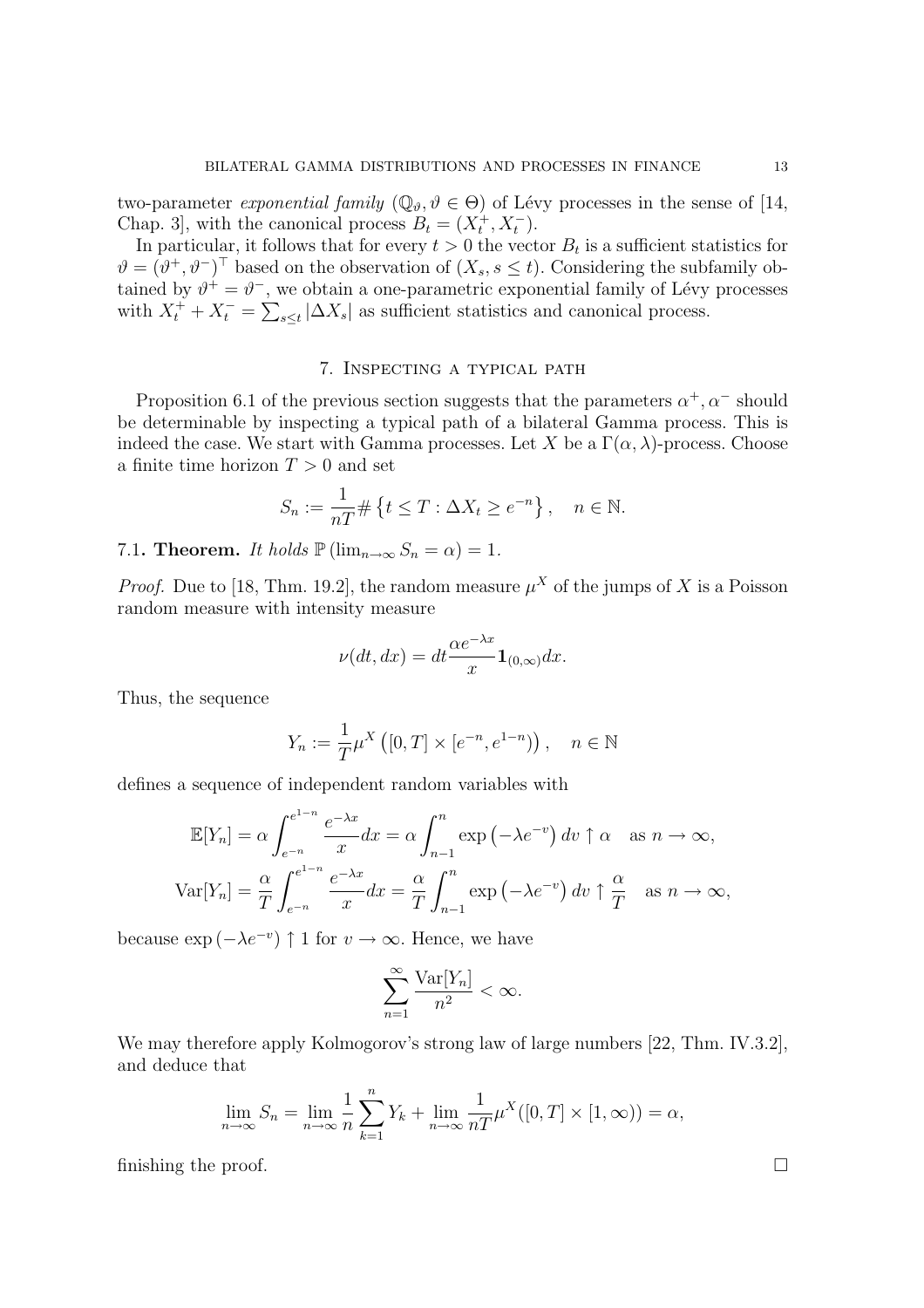two-parameter *exponential family* $(\mathbb{Q}_\vartheta, \vartheta \in \Theta)$ of Lévy processes in the sense of [14, Chap. 3], with the canonical process $B_t = (X_t^+, X_t^-)$.

In particular, it follows that for every $t > 0$ the vector $B_t$ is a sufficient statistics for $\vartheta = (\vartheta^+, \vartheta^-)^\top$ based on the observation of $(X_s, s \leq t)$. Considering the subfamily obtained by $\vartheta^+ = \vartheta^-$, we obtain a one-parametric exponential family of Lévy processes with $X_t^+ + X_t^- = \sum_{s \leq t} |\Delta X_s|$ as sufficient statistics and canonical process.

## 7. Inspecting a typical path

Proposition 6.1 of the previous section suggests that the parameters $\alpha^+, \alpha^-$ should be determinable by inspecting a typical path of a bilateral Gamma process. This is indeed the case. We start with Gamma processes. Let $X$ be a $\Gamma(\alpha, \lambda)$-process. Choose a finite time horizon $T > 0$ and set

$$S_n := \frac{1}{nT} \# \left\{ t \leq T : \Delta X_t \geq e^{-n} \right\}, \quad n \in \mathbb{N}.$$

7.1. **Theorem.** *It holds* $\mathbb{P}\left(\lim_{n\to\infty} S_n = \alpha\right) = 1$.

*Proof.* Due to [18, Thm. 19.2], the random measure $\mu^X$ of the jumps of $X$ is a Poisson random measure with intensity measure

$$\nu(dt, dx) = dt \frac{\alpha e^{-\lambda x}}{x} \mathbf{1}_{(0,\infty)} dx.$$

Thus, the sequence

$$Y_n := \frac{1}{T} \mu^X \left( [0, T] \times [e^{-n}, e^{1-n}) \right), \quad n \in \mathbb{N}$$

defines a sequence of independent random variables with

$$\mathbb{E}[Y_n] = \alpha \int_{e^{-n}}^{e^{1-n}} \frac{e^{-\lambda x}}{x} dx = \alpha \int_{n-1}^{n} \exp\left(-\lambda e^{-v}\right) dv \uparrow \alpha \quad \text{as } n \to \infty,$$

$$\operatorname{Var}[Y_n] = \frac{\alpha}{T} \int_{e^{-n}}^{e^{1-n}} \frac{e^{-\lambda x}}{x} dx = \frac{\alpha}{T} \int_{n-1}^{n} \exp\left(-\lambda e^{-v}\right) dv \uparrow \frac{\alpha}{T} \quad \text{as } n \to \infty,$$

because $\exp\left(-\lambda e^{-v}\right) \uparrow 1$ for $v \to \infty$. Hence, we have

$$\sum_{n=1}^{\infty} \frac{\operatorname{Var}[Y_n]}{n^2} < \infty.$$

We may therefore apply Kolmogorov's strong law of large numbers [22, Thm. IV.3.2], and deduce that

$$\lim_{n\to\infty} S_n = \lim_{n\to\infty} \frac{1}{n} \sum_{k=1}^{n} Y_k + \lim_{n\to\infty} \frac{1}{nT} \mu^X([0, T] \times [1, \infty)) = \alpha,$$

finishing the proof. □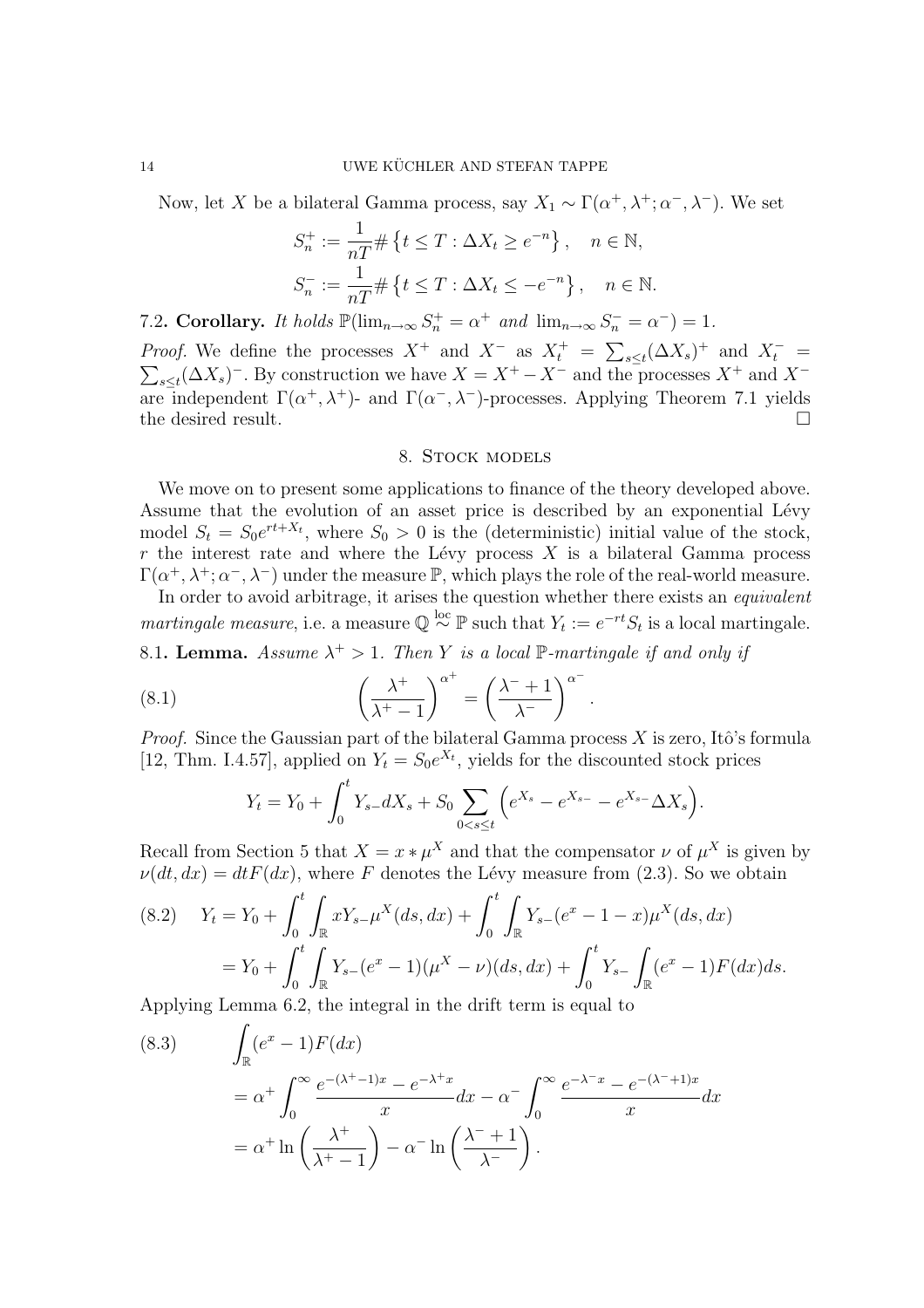Now, let $X$ be a bilateral Gamma process, say $X_1 \sim \Gamma(\alpha^+, \lambda^+; \alpha^-, \lambda^-)$. We set

$$S_n^+ := \frac{1}{nT} \# \left\{ t \leq T : \Delta X_t \geq e^{-n} \right\}, \quad n \in \mathbb{N},$$

$$S_n^- := \frac{1}{nT} \# \left\{ t \leq T : \Delta X_t \leq -e^{-n} \right\}, \quad n \in \mathbb{N}.$$

7.2. **Corollary.** *It holds* $\mathbb{P}(\lim_{n\to\infty} S_n^+ = \alpha^+$ *and* $\lim_{n\to\infty} S_n^- = \alpha^-) = 1$.

*Proof.* We define the processes $X^+$ and $X^-$ as $X_t^+ = \sum_{s \leq t} (\Delta X_s)^+$ and $X_t^- = \sum_{s \leq t} (\Delta X_s)^-$. By construction we have $X = X^+ - X^-$ and the processes $X^+$ and $X^-$ are independent $\Gamma(\alpha^+, \lambda^+)$- and $\Gamma(\alpha^-, \lambda^-)$-processes. Applying Theorem 7.1 yields the desired result. $\square$

## 8. Stock models

We move on to present some applications to finance of the theory developed above. Assume that the evolution of an asset price is described by an exponential Lévy model $S_t = S_0 e^{rt + X_t}$, where $S_0 > 0$ is the (deterministic) initial value of the stock, $r$ the interest rate and where the Lévy process $X$ is a bilateral Gamma process $\Gamma(\alpha^+, \lambda^+; \alpha^-, \lambda^-)$ under the measure $\mathbb{P}$, which plays the role of the real-world measure.

In order to avoid arbitrage, it arises the question whether there exists an *equivalent martingale measure*, i.e. a measure $\mathbb{Q} \overset{\text{loc}}{\sim} \mathbb{P}$ such that $Y_t := e^{-rt} S_t$ is a local martingale.

8.1. **Lemma.** *Assume* $\lambda^+ > 1$. *Then* $Y$ *is a local* $\mathbb{P}$*-martingale if and only if*

$$\left( \frac{\lambda^+}{\lambda^+ - 1} \right)^{\alpha^+} = \left( \frac{\lambda^- + 1}{\lambda^-} \right)^{\alpha^-}. \tag{8.1}$$

*Proof.* Since the Gaussian part of the bilateral Gamma process $X$ is zero, Itô's formula [12, Thm. I.4.57], applied on $Y_t = S_0 e^{X_t}$, yields for the discounted stock prices

$$Y_t = Y_0 + \int_0^t Y_{s-} dX_s + S_0 \sum_{0 < s \leq t} \Big( e^{X_s} - e^{X_{s-}} - e^{X_{s-}} \Delta X_s \Big).$$

Recall from Section 5 that $X = x * \mu^X$ and that the compensator $\nu$ of $\mu^X$ is given by $\nu(dt, dx) = dt F(dx)$, where $F$ denotes the Lévy measure from (2.3). So we obtain

$$\begin{aligned} Y_t &= Y_0 + \int_0^t \int_{\mathbb{R}} x Y_{s-} \mu^X(ds, dx) + \int_0^t \int_{\mathbb{R}} Y_{s-}(e^x - 1 - x) \mu^X(ds, dx) \\ &= Y_0 + \int_0^t \int_{\mathbb{R}} Y_{s-}(e^x - 1)(\mu^X - \nu)(ds, dx) + \int_0^t Y_{s-} \int_{\mathbb{R}} (e^x - 1) F(dx) ds. \end{aligned} \tag{8.2}$$

Applying Lemma 6.2, the integral in the drift term is equal to

$$\begin{aligned} &\int_{\mathbb{R}} (e^x - 1) F(dx) \\ &= \alpha^+ \int_0^\infty \frac{e^{-(\lambda^+ - 1)x} - e^{-\lambda^+ x}}{x} dx - \alpha^- \int_0^\infty \frac{e^{-\lambda^- x} - e^{-(\lambda^- + 1)x}}{x} dx \\ &= \alpha^+ \ln \left( \frac{\lambda^+}{\lambda^+ - 1} \right) - \alpha^- \ln \left( \frac{\lambda^- + 1}{\lambda^-} \right). \end{aligned} \tag{8.3}$$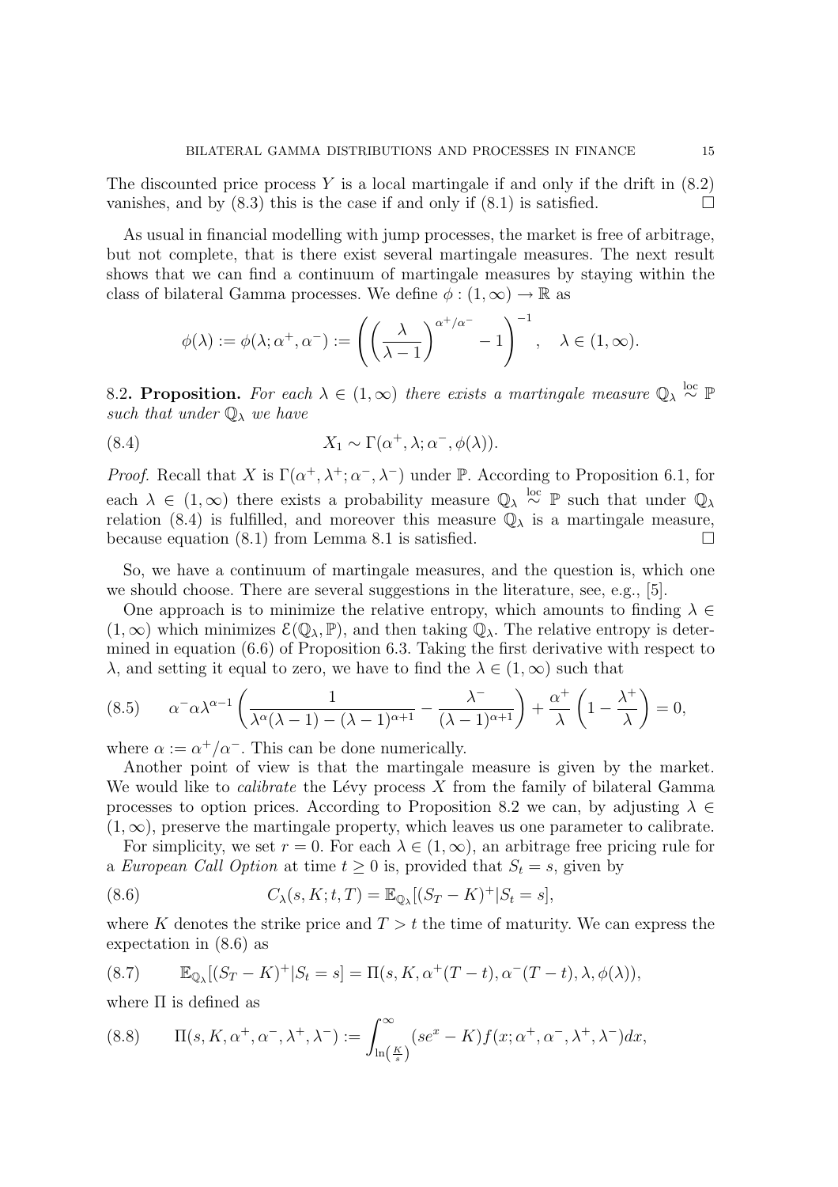The discounted price process $Y$ is a local martingale if and only if the drift in (8.2) vanishes, and by (8.3) this is the case if and only if (8.1) is satisfied. $\square$

As usual in financial modelling with jump processes, the market is free of arbitrage, but not complete, that is there exist several martingale measures. The next result shows that we can find a continuum of martingale measures by staying within the class of bilateral Gamma processes. We define $\phi : (1,\infty) \to \mathbb{R}$ as

$$\phi(\lambda) := \phi(\lambda; \alpha^+, \alpha^-) := \left( \left( \frac{\lambda}{\lambda - 1} \right)^{\alpha^+/\alpha^-} - 1 \right)^{-1}, \quad \lambda \in (1,\infty).$$

8.2. **Proposition.** *For each $\lambda \in (1,\infty)$ there exists a martingale measure $\mathbb{Q}_\lambda \overset{\text{loc}}{\sim} \mathbb{P}$ such that under $\mathbb{Q}_\lambda$ we have*

$$X_1 \sim \Gamma(\alpha^+, \lambda; \alpha^-, \phi(\lambda)). \tag{8.4}$$

*Proof.* Recall that $X$ is $\Gamma(\alpha^+, \lambda^+; \alpha^-, \lambda^-)$ under $\mathbb{P}$. According to Proposition 6.1, for each $\lambda \in (1,\infty)$ there exists a probability measure $\mathbb{Q}_\lambda \overset{\text{loc}}{\sim} \mathbb{P}$ such that under $\mathbb{Q}_\lambda$ relation (8.4) is fulfilled, and moreover this measure $\mathbb{Q}_\lambda$ is a martingale measure, because equation (8.1) from Lemma 8.1 is satisfied. $\square$

So, we have a continuum of martingale measures, and the question is, which one we should choose. There are several suggestions in the literature, see, e.g., [5].

One approach is to minimize the relative entropy, which amounts to finding $\lambda \in (1,\infty)$ which minimizes $\mathcal{E}(\mathbb{Q}_\lambda, \mathbb{P})$, and then taking $\mathbb{Q}_\lambda$. The relative entropy is determined in equation (6.6) of Proposition 6.3. Taking the first derivative with respect to $\lambda$, and setting it equal to zero, we have to find the $\lambda \in (1,\infty)$ such that

$$\alpha^- \alpha \lambda^{\alpha - 1} \left( \frac{1}{\lambda^\alpha (\lambda - 1) - (\lambda - 1)^{\alpha + 1}} - \frac{\lambda^-}{(\lambda - 1)^{\alpha + 1}} \right) + \frac{\alpha^+}{\lambda} \left( 1 - \frac{\lambda^+}{\lambda} \right) = 0, \tag{8.5}$$

where $\alpha := \alpha^+/\alpha^-$. This can be done numerically.

Another point of view is that the martingale measure is given by the market. We would like to *calibrate* the Lévy process $X$ from the family of bilateral Gamma processes to option prices. According to Proposition 8.2 we can, by adjusting $\lambda \in (1,\infty)$, preserve the martingale property, which leaves us one parameter to calibrate.

For simplicity, we set $r = 0$. For each $\lambda \in (1,\infty)$, an arbitrage free pricing rule for a *European Call Option* at time $t \geq 0$ is, provided that $S_t = s$, given by

$$C_\lambda(s, K; t, T) = \mathbb{E}_{\mathbb{Q}_\lambda}[(S_T - K)^+ | S_t = s], \tag{8.6}$$

where $K$ denotes the strike price and $T > t$ the time of maturity. We can express the expectation in (8.6) as

$$\mathbb{E}_{\mathbb{Q}_\lambda}[(S_T - K)^+ | S_t = s] = \Pi(s, K, \alpha^+(T-t), \alpha^-(T-t), \lambda, \phi(\lambda)), \tag{8.7}$$

where $\Pi$ is defined as

$$\Pi(s, K, \alpha^+, \alpha^-, \lambda^+, \lambda^-) := \int_{\ln\left(\frac{K}{s}\right)}^\infty (se^x - K) f(x; \alpha^+, \alpha^-, \lambda^+, \lambda^-) dx, \tag{8.8}$$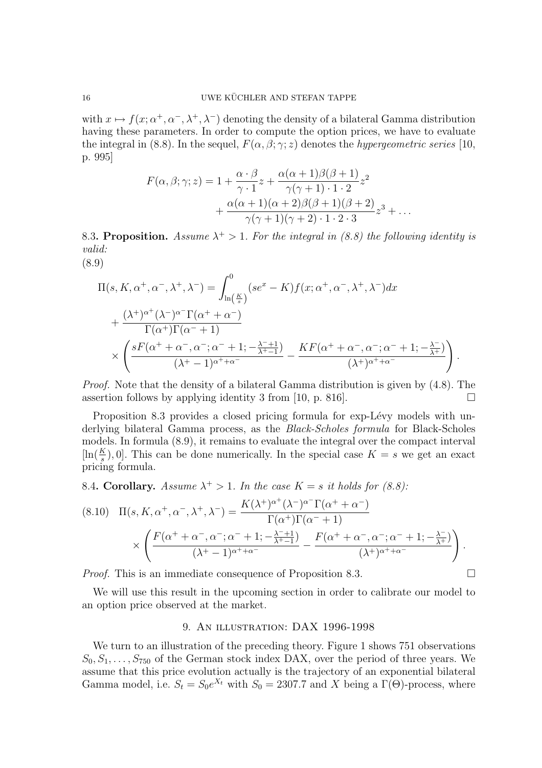with $x \mapsto f(x; \alpha^+, \alpha^-, \lambda^+, \lambda^-)$ denoting the density of a bilateral Gamma distribution having these parameters. In order to compute the option prices, we have to evaluate the integral in (8.8). In the sequel, $F(\alpha, \beta; \gamma; z)$ denotes the *hypergeometric series* [10, p. 995]

$$F(\alpha, \beta; \gamma; z) = 1 + \frac{\alpha \cdot \beta}{\gamma \cdot 1} z + \frac{\alpha(\alpha+1)\beta(\beta+1)}{\gamma(\gamma+1) \cdot 1 \cdot 2} z^2 + \frac{\alpha(\alpha+1)(\alpha+2)\beta(\beta+1)(\beta+2)}{\gamma(\gamma+1)(\gamma+2) \cdot 1 \cdot 2 \cdot 3} z^3 + \dots$$

8.3. **Proposition.** *Assume $\lambda^+ > 1$. For the integral in (8.8) the following identity is valid:*

(8.9)

$$\begin{aligned}
\Pi(s, K, \alpha^+, \alpha^-, \lambda^+, \lambda^-) &= \int_{\ln\left(\frac{K}{s}\right)}^0 (se^x - K) f(x; \alpha^+, \alpha^-, \lambda^+, \lambda^-) dx \\
&+ \frac{(\lambda^+)^{\alpha^+}(\lambda^-)^{\alpha^-}\Gamma(\alpha^+ + \alpha^-)}{\Gamma(\alpha^+)\Gamma(\alpha^- + 1)} \\
&\times \left( \frac{sF(\alpha^+ + \alpha^-, \alpha^-; \alpha^- + 1; -\frac{\lambda^- + 1}{\lambda^+ - 1})}{(\lambda^+ - 1)^{\alpha^+ + \alpha^-}} - \frac{KF(\alpha^+ + \alpha^-, \alpha^-; \alpha^- + 1; -\frac{\lambda^-}{\lambda^+})}{(\lambda^+)^{\alpha^+ + \alpha^-}} \right).
\end{aligned}$$

*Proof.* Note that the density of a bilateral Gamma distribution is given by (4.8). The assertion follows by applying identity 3 from [10, p. 816]. □

Proposition 8.3 provides a closed pricing formula for exp-Lévy models with underlying bilateral Gamma process, as the *Black-Scholes formula* for Black-Scholes models. In formula (8.9), it remains to evaluate the integral over the compact interval $[\ln(\frac{K}{s}), 0]$. This can be done numerically. In the special case $K = s$ we get an exact pricing formula.

8.4. **Corollary.** *Assume $\lambda^+ > 1$. In the case $K = s$ it holds for (8.8):*

$$\begin{aligned}
(8.10) \quad \Pi(s, K, \alpha^+, \alpha^-, \lambda^+, \lambda^-) &= \frac{K(\lambda^+)^{\alpha^+}(\lambda^-)^{\alpha^-}\Gamma(\alpha^+ + \alpha^-)}{\Gamma(\alpha^+)\Gamma(\alpha^- + 1)} \\
&\times \left( \frac{F(\alpha^+ + \alpha^-, \alpha^-; \alpha^- + 1; -\frac{\lambda^- + 1}{\lambda^+ - 1})}{(\lambda^+ - 1)^{\alpha^+ + \alpha^-}} - \frac{F(\alpha^+ + \alpha^-, \alpha^-; \alpha^- + 1; -\frac{\lambda^-}{\lambda^+})}{(\lambda^+)^{\alpha^+ + \alpha^-}} \right).
\end{aligned}$$

*Proof.* This is an immediate consequence of Proposition 8.3. □

We will use this result in the upcoming section in order to calibrate our model to an option price observed at the market.

## 9. An illustration: DAX 1996-1998

We turn to an illustration of the preceding theory. Figure 1 shows 751 observations $S_0, S_1, \dots, S_{750}$ of the German stock index DAX, over the period of three years. We assume that this price evolution actually is the trajectory of an exponential bilateral Gamma model, i.e. $S_t = S_0 e^{X_t}$ with $S_0 = 2307.7$ and $X$ being a $\Gamma(\Theta)$-process, where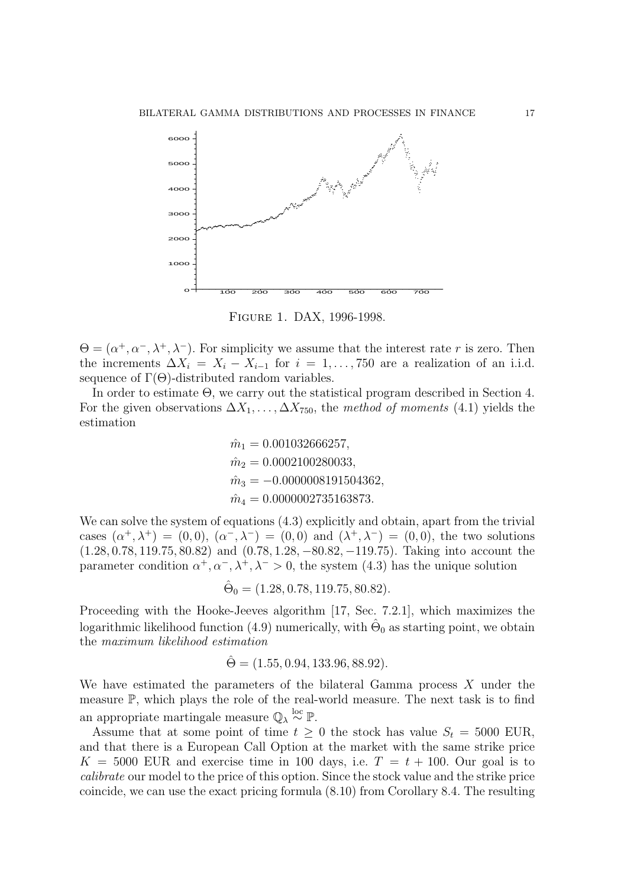Figure 1. DAX, 1996-1998.

$\Theta = (\alpha^+, \alpha^-, \lambda^+, \lambda^-)$. For simplicity we assume that the interest rate $r$ is zero. Then the increments $\Delta X_i = X_i - X_{i-1}$ for $i = 1, \ldots, 750$ are a realization of an i.i.d. sequence of $\Gamma(\Theta)$-distributed random variables.

In order to estimate $\Theta$, we carry out the statistical program described in Section 4. For the given observations $\Delta X_1, \ldots, \Delta X_{750}$, the *method of moments* (4.1) yields the estimation

$$
\begin{aligned}
\hat{m}_1 &= 0.001032666257, \\
\hat{m}_2 &= 0.0002100280033, \\
\hat{m}_3 &= -0.0000008191504362, \\
\hat{m}_4 &= 0.0000002735163873.
\end{aligned}
$$

We can solve the system of equations (4.3) explicitly and obtain, apart from the trivial cases $(\alpha^+, \lambda^+) = (0, 0)$, $(\alpha^-, \lambda^-) = (0, 0)$ and $(\lambda^+, \lambda^-) = (0, 0)$, the two solutions $(1.28, 0.78, 119.75, 80.82)$ and $(0.78, 1.28, -80.82, -119.75)$. Taking into account the parameter condition $\alpha^+, \alpha^-, \lambda^+, \lambda^- > 0$, the system (4.3) has the unique solution

$$
\hat{\Theta}_0 = (1.28, 0.78, 119.75, 80.82).
$$

Proceeding with the Hooke-Jeeves algorithm [17, Sec. 7.2.1], which maximizes the logarithmic likelihood function (4.9) numerically, with $\hat{\Theta}_0$ as starting point, we obtain the *maximum likelihood estimation*

$$
\hat{\Theta} = (1.55, 0.94, 133.96, 88.92).
$$

We have estimated the parameters of the bilateral Gamma process $X$ under the measure $\mathbb{P}$, which plays the role of the real-world measure. The next task is to find an appropriate martingale measure $\mathbb{Q}_\lambda \overset{\text{loc}}{\sim} \mathbb{P}$.

Assume that at some point of time $t \geq 0$ the stock has value $S_t = 5000$ EUR, and that there is a European Call Option at the market with the same strike price $K = 5000$ EUR and exercise time in 100 days, i.e. $T = t + 100$. Our goal is to *calibrate* our model to the price of this option. Since the stock value and the strike price coincide, we can use the exact pricing formula (8.10) from Corollary 8.4. The resulting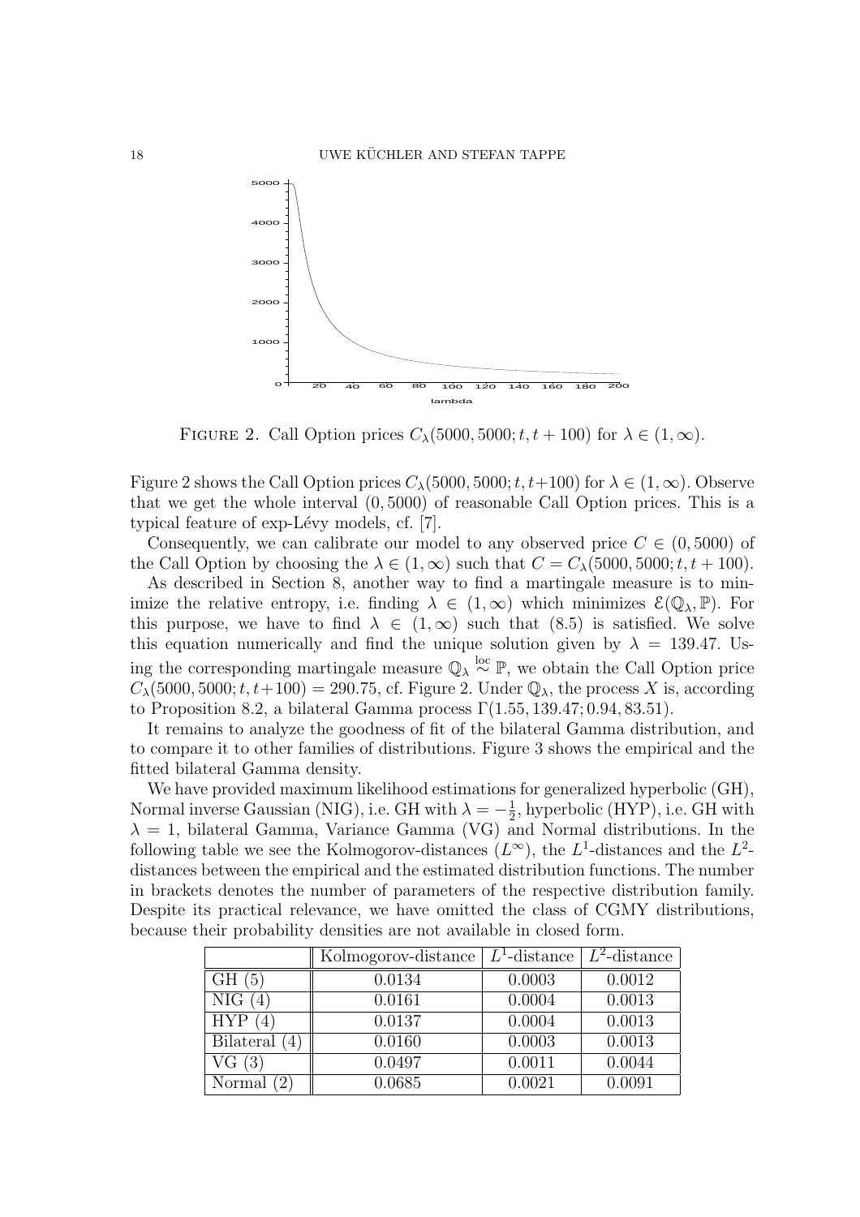FIGURE 2. Call Option prices $C_\lambda(5000, 5000; t, t + 100)$ for $\lambda \in (1, \infty)$.

Figure 2 shows the Call Option prices $C_\lambda(5000, 5000; t, t+100)$ for $\lambda \in (1, \infty)$. Observe that we get the whole interval $(0, 5000)$ of reasonable Call Option prices. This is a typical feature of exp-Lévy models, cf. [7].

Consequently, we can calibrate our model to any observed price $C \in (0, 5000)$ of the Call Option by choosing the $\lambda \in (1, \infty)$ such that $C = C_\lambda(5000, 5000; t, t + 100)$.

As described in Section 8, another way to find a martingale measure is to minimize the relative entropy, i.e. finding $\lambda \in (1, \infty)$ which minimizes $\mathcal{E}(\mathbb{Q}_\lambda, \mathbb{P})$. For this purpose, we have to find $\lambda \in (1, \infty)$ such that (8.5) is satisfied. We solve this equation numerically and find the unique solution given by $\lambda = 139.47$. Using the corresponding martingale measure $\mathbb{Q}_\lambda \overset{\text{loc}}{\sim} \mathbb{P}$, we obtain the Call Option price $C_\lambda(5000, 5000; t, t+100) = 290.75$, cf. Figure 2. Under $\mathbb{Q}_\lambda$, the process $X$ is, according to Proposition 8.2, a bilateral Gamma process $\Gamma(1.55, 139.47; 0.94, 83.51)$.

It remains to analyze the goodness of fit of the bilateral Gamma distribution, and to compare it to other families of distributions. Figure 3 shows the empirical and the fitted bilateral Gamma density.

We have provided maximum likelihood estimations for generalized hyperbolic (GH), Normal inverse Gaussian (NIG), i.e. GH with $\lambda = -\frac{1}{2}$, hyperbolic (HYP), i.e. GH with $\lambda = 1$, bilateral Gamma, Variance Gamma (VG) and Normal distributions. In the following table we see the Kolmogorov-distances ($L^\infty$), the $L^1$-distances and the $L^2$-distances between the empirical and the estimated distribution functions. The number in brackets denotes the number of parameters of the respective distribution family. Despite its practical relevance, we have omitted the class of CGMY distributions, because their probability densities are not available in closed form.

| | Kolmogorov-distance | $L^1$-distance | $L^2$-distance |
|---|---|---|---|
| GH (5) | 0.0134 | 0.0003 | 0.0012 |
| NIG (4) | 0.0161 | 0.0004 | 0.0013 |
| HYP (4) | 0.0137 | 0.0004 | 0.0013 |
| Bilateral (4) | 0.0160 | 0.0003 | 0.0013 |
| VG (3) | 0.0497 | 0.0011 | 0.0044 |
| Normal (2) | 0.0685 | 0.0021 | 0.0091 |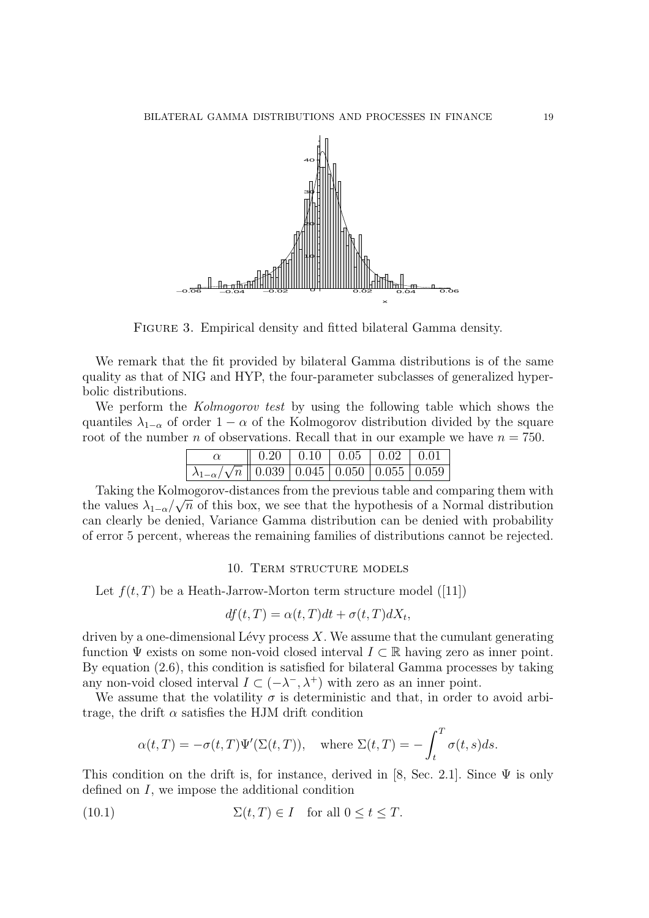FIGURE 3. Empirical density and fitted bilateral Gamma density.

We remark that the fit provided by bilateral Gamma distributions is of the same quality as that of NIG and HYP, the four-parameter subclasses of generalized hyperbolic distributions.

We perform the *Kolmogorov test* by using the following table which shows the quantiles $\lambda_{1-\alpha}$ of order $1-\alpha$ of the Kolmogorov distribution divided by the square root of the number $n$ of observations. Recall that in our example we have $n = 750$.

| $\alpha$ | 0.20 | 0.10 | 0.05 | 0.02 | 0.01 |
|---|---|---|---|---|---|
| $\lambda_{1-\alpha}/\sqrt{n}$ | 0.039 | 0.045 | 0.050 | 0.055 | 0.059 |

Taking the Kolmogorov-distances from the previous table and comparing them with the values $\lambda_{1-\alpha}/\sqrt{n}$ of this box, we see that the hypothesis of a Normal distribution can clearly be denied, Variance Gamma distribution can be denied with probability of error 5 percent, whereas the remaining families of distributions cannot be rejected.

## 10. Term structure models

Let $f(t,T)$ be a Heath-Jarrow-Morton term structure model ([11])

$$df(t,T) = \alpha(t,T)dt + \sigma(t,T)dX_t,$$

driven by a one-dimensional Lévy process $X$. We assume that the cumulant generating function $\Psi$ exists on some non-void closed interval $I \subset \mathbb{R}$ having zero as inner point. By equation (2.6), this condition is satisfied for bilateral Gamma processes by taking any non-void closed interval $I \subset (-\lambda^-, \lambda^+)$ with zero as an inner point.

We assume that the volatility $\sigma$ is deterministic and that, in order to avoid arbitrage, the drift $\alpha$ satisfies the HJM drift condition

$$\alpha(t,T) = -\sigma(t,T)\Psi'(\Sigma(t,T)), \quad \text{where } \Sigma(t,T) = -\int_t^T \sigma(t,s)ds.$$

This condition on the drift is, for instance, derived in [8, Sec. 2.1]. Since $\Psi$ is only defined on $I$, we impose the additional condition

$$\Sigma(t,T) \in I \quad \text{for all } 0 \le t \le T. \tag{10.1}$$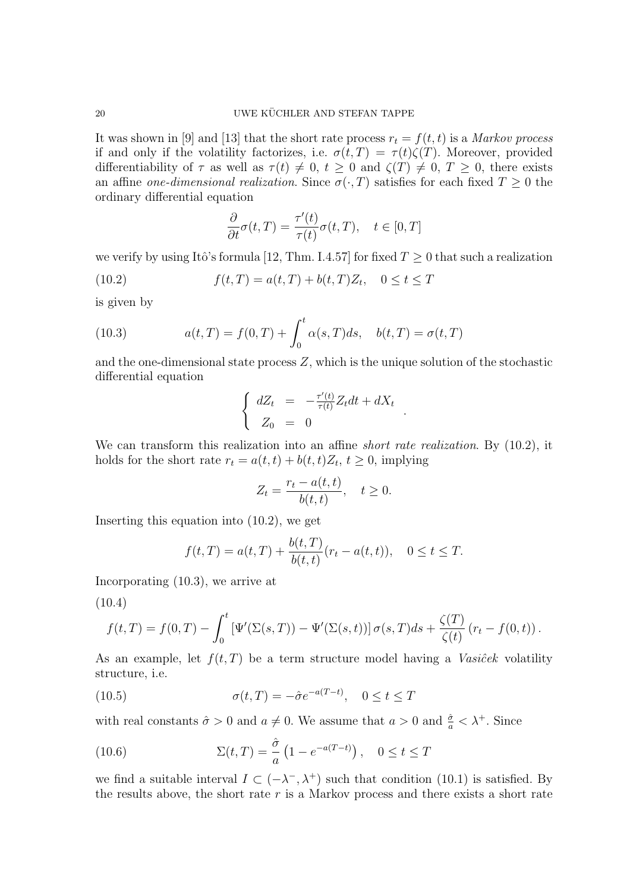It was shown in [9] and [13] that the short rate process $r_t = f(t,t)$ is a *Markov process* if and only if the volatility factorizes, i.e. $\sigma(t,T) = \tau(t)\zeta(T)$. Moreover, provided differentiability of $\tau$ as well as $\tau(t) \neq 0$, $t \geq 0$ and $\zeta(T) \neq 0$, $T \geq 0$, there exists an affine *one-dimensional realization*. Since $\sigma(\cdot, T)$ satisfies for each fixed $T \geq 0$ the ordinary differential equation

$$\frac{\partial}{\partial t}\sigma(t,T) = \frac{\tau'(t)}{\tau(t)}\sigma(t,T), \quad t \in [0,T]$$

we verify by using Itô's formula [12, Thm. I.4.57] for fixed $T \geq 0$ that such a realization

$$f(t,T) = a(t,T) + b(t,T)Z_t, \quad 0 \leq t \leq T \tag{10.2}$$

is given by

$$a(t,T) = f(0,T) + \int_0^t \alpha(s,T)ds, \quad b(t,T) = \sigma(t,T) \tag{10.3}$$

and the one-dimensional state process $Z$, which is the unique solution of the stochastic differential equation

$$\begin{cases} dZ_t &= -\frac{\tau'(t)}{\tau(t)} Z_t dt + dX_t \\ Z_0 &= 0 \end{cases}.$$

We can transform this realization into an affine *short rate realization*. By (10.2), it holds for the short rate $r_t = a(t,t) + b(t,t)Z_t$, $t \geq 0$, implying

$$Z_t = \frac{r_t - a(t,t)}{b(t,t)}, \quad t \geq 0.$$

Inserting this equation into (10.2), we get

$$f(t,T) = a(t,T) + \frac{b(t,T)}{b(t,t)}(r_t - a(t,t)), \quad 0 \leq t \leq T.$$

Incorporating (10.3), we arrive at

(10.4)

$$f(t,T) = f(0,T) - \int_0^t \left[\Psi'(\Sigma(s,T)) - \Psi'(\Sigma(s,t))\right]\sigma(s,T)ds + \frac{\zeta(T)}{\zeta(t)}\left(r_t - f(0,t)\right).$$

As an example, let $f(t,T)$ be a term structure model having a *Vasiĉek* volatility structure, i.e.

$$\sigma(t,T) = -\hat{\sigma}e^{-a(T-t)}, \quad 0 \leq t \leq T \tag{10.5}$$

with real constants $\hat{\sigma} > 0$ and $a \neq 0$. We assume that $a > 0$ and $\frac{\hat{\sigma}}{a} < \lambda^+$. Since

$$\Sigma(t,T) = \frac{\hat{\sigma}}{a}\left(1 - e^{-a(T-t)}\right), \quad 0 \leq t \leq T \tag{10.6}$$

we find a suitable interval $I \subset (-\lambda^-, \lambda^+)$ such that condition (10.1) is satisfied. By the results above, the short rate $r$ is a Markov process and there exists a short rate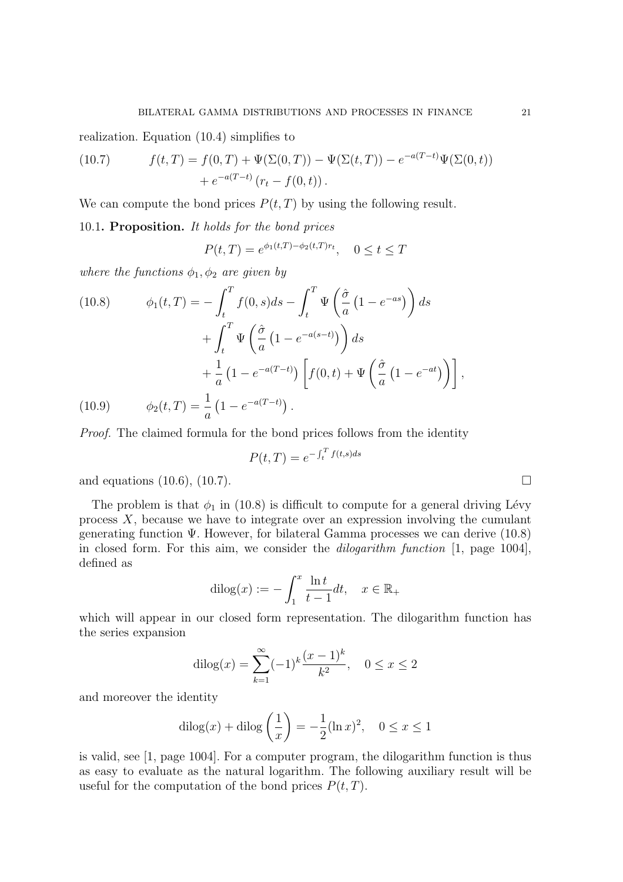realization. Equation (10.4) simplifies to

$$
\begin{aligned}
f(t,T) = {} & f(0,T) + \Psi(\Sigma(0,T)) - \Psi(\Sigma(t,T)) - e^{-a(T-t)}\Psi(\Sigma(0,t)) \\
& + e^{-a(T-t)}\left(r_t - f(0,t)\right).
\end{aligned} \tag{10.7}
$$

We can compute the bond prices $P(t,T)$ by using the following result.

10.1. **Proposition.** *It holds for the bond prices*

$$
P(t,T) = e^{\phi_1(t,T) - \phi_2(t,T) r_t}, \quad 0 \leq t \leq T
$$

*where the functions $\phi_1, \phi_2$ are given by*

$$
\begin{aligned}
\phi_1(t,T) = {} & -\int_t^T f(0,s)ds - \int_t^T \Psi\left(\frac{\hat{\sigma}}{a}\left(1 - e^{-as}\right)\right) ds \\
& + \int_t^T \Psi\left(\frac{\hat{\sigma}}{a}\left(1 - e^{-a(s-t)}\right)\right) ds \\
& + \frac{1}{a}\left(1 - e^{-a(T-t)}\right)\left[f(0,t) + \Psi\left(\frac{\hat{\sigma}}{a}\left(1 - e^{-at}\right)\right)\right],
\end{aligned} \tag{10.8}
$$

$$
\phi_2(t,T) = \frac{1}{a}\left(1 - e^{-a(T-t)}\right). \tag{10.9}
$$

*Proof.* The claimed formula for the bond prices follows from the identity

$$
P(t,T) = e^{-\int_t^T f(t,s)ds}
$$

and equations (10.6), (10.7). $\square$

The problem is that $\phi_1$ in (10.8) is difficult to compute for a general driving Lévy process $X$, because we have to integrate over an expression involving the cumulant generating function $\Psi$. However, for bilateral Gamma processes we can derive (10.8) in closed form. For this aim, we consider the *dilogarithm function* [1, page 1004], defined as

$$
\operatorname{dilog}(x) := -\int_1^x \frac{\ln t}{t-1} dt, \quad x \in \mathbb{R}_+
$$

which will appear in our closed form representation. The dilogarithm function has the series expansion

$$
\operatorname{dilog}(x) = \sum_{k=1}^{\infty} (-1)^k \frac{(x-1)^k}{k^2}, \quad 0 \leq x \leq 2
$$

and moreover the identity

$$
\operatorname{dilog}(x) + \operatorname{dilog}\left(\frac{1}{x}\right) = -\frac{1}{2}(\ln x)^2, \quad 0 \leq x \leq 1
$$

is valid, see [1, page 1004]. For a computer program, the dilogarithm function is thus as easy to evaluate as the natural logarithm. The following auxiliary result will be useful for the computation of the bond prices $P(t,T)$.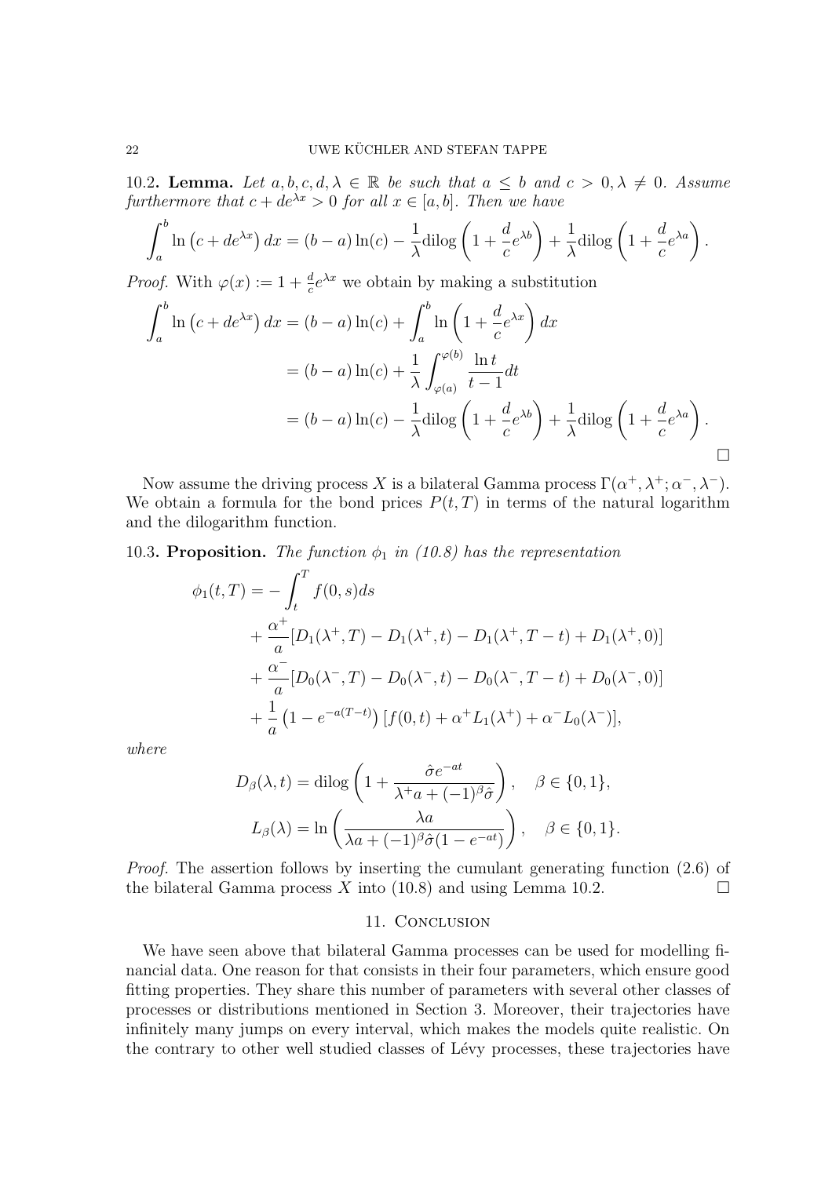**10.2. Lemma.** *Let $a, b, c, d, \lambda \in \mathbb{R}$ be such that $a \leq b$ and $c > 0, \lambda \neq 0$. Assume furthermore that $c + de^{\lambda x} > 0$ for all $x \in [a, b]$. Then we have*

$$\int_a^b \ln\left(c + de^{\lambda x}\right) dx = (b-a)\ln(c) - \frac{1}{\lambda}\text{dilog}\left(1 + \frac{d}{c}e^{\lambda b}\right) + \frac{1}{\lambda}\text{dilog}\left(1 + \frac{d}{c}e^{\lambda a}\right).$$

*Proof.* With $\varphi(x) := 1 + \frac{d}{c}e^{\lambda x}$ we obtain by making a substitution

$$\begin{aligned}
\int_a^b \ln\left(c + de^{\lambda x}\right) dx &= (b-a)\ln(c) + \int_a^b \ln\left(1 + \frac{d}{c}e^{\lambda x}\right) dx \\
&= (b-a)\ln(c) + \frac{1}{\lambda}\int_{\varphi(a)}^{\varphi(b)} \frac{\ln t}{t-1} dt \\
&= (b-a)\ln(c) - \frac{1}{\lambda}\text{dilog}\left(1 + \frac{d}{c}e^{\lambda b}\right) + \frac{1}{\lambda}\text{dilog}\left(1 + \frac{d}{c}e^{\lambda a}\right).
\end{aligned}$$

□

Now assume the driving process $X$ is a bilateral Gamma process $\Gamma(\alpha^+, \lambda^+; \alpha^-, \lambda^-)$. We obtain a formula for the bond prices $P(t,T)$ in terms of the natural logarithm and the dilogarithm function.

**10.3. Proposition.** *The function $\phi_1$ in (10.8) has the representation*

$$\begin{aligned}
\phi_1(t,T) = &- \int_t^T f(0,s)ds \\
&+ \frac{\alpha^+}{a}[D_1(\lambda^+, T) - D_1(\lambda^+, t) - D_1(\lambda^+, T-t) + D_1(\lambda^+, 0)] \\
&+ \frac{\alpha^-}{a}[D_0(\lambda^-, T) - D_0(\lambda^-, t) - D_0(\lambda^-, T-t) + D_0(\lambda^-, 0)] \\
&+ \frac{1}{a}\left(1 - e^{-a(T-t)}\right)[f(0,t) + \alpha^+ L_1(\lambda^+) + \alpha^- L_0(\lambda^-)],
\end{aligned}$$

*where*

$$D_\beta(\lambda, t) = \text{dilog}\left(1 + \frac{\hat{\sigma}e^{-at}}{\lambda^+ a + (-1)^\beta \hat{\sigma}}\right), \quad \beta \in \{0, 1\},$$

$$L_\beta(\lambda) = \ln\left(\frac{\lambda a}{\lambda a + (-1)^\beta \hat{\sigma}(1 - e^{-at})}\right), \quad \beta \in \{0, 1\}.$$

*Proof.* The assertion follows by inserting the cumulant generating function (2.6) of the bilateral Gamma process $X$ into (10.8) and using Lemma 10.2. □

## 11. Conclusion

We have seen above that bilateral Gamma processes can be used for modelling financial data. One reason for that consists in their four parameters, which ensure good fitting properties. They share this number of parameters with several other classes of processes or distributions mentioned in Section 3. Moreover, their trajectories have infinitely many jumps on every interval, which makes the models quite realistic. On the contrary to other well studied classes of Lévy processes, these trajectories have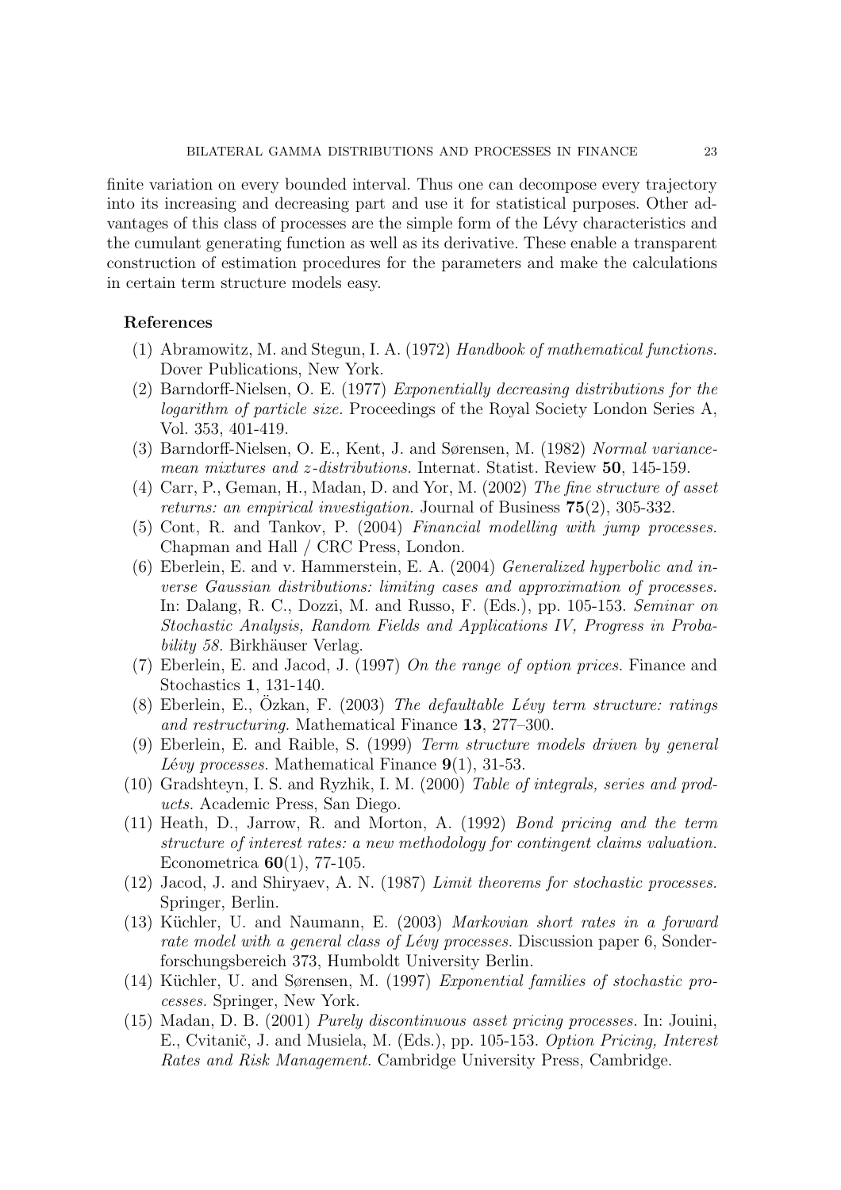finite variation on every bounded interval. Thus one can decompose every trajectory into its increasing and decreasing part and use it for statistical purposes. Other advantages of this class of processes are the simple form of the Lévy characteristics and the cumulant generating function as well as its derivative. These enable a transparent construction of estimation procedures for the parameters and make the calculations in certain term structure models easy.

## References

(1) Abramowitz, M. and Stegun, I. A. (1972) *Handbook of mathematical functions.* Dover Publications, New York.

(2) Barndorff-Nielsen, O. E. (1977) *Exponentially decreasing distributions for the logarithm of particle size.* Proceedings of the Royal Society London Series A, Vol. 353, 401-419.

(3) Barndorff-Nielsen, O. E., Kent, J. and Sørensen, M. (1982) *Normal variance-mean mixtures and z-distributions.* Internat. Statist. Review **50**, 145-159.

(4) Carr, P., Geman, H., Madan, D. and Yor, M. (2002) *The fine structure of asset returns: an empirical investigation.* Journal of Business **75**(2), 305-332.

(5) Cont, R. and Tankov, P. (2004) *Financial modelling with jump processes.* Chapman and Hall / CRC Press, London.

(6) Eberlein, E. and v. Hammerstein, E. A. (2004) *Generalized hyperbolic and inverse Gaussian distributions: limiting cases and approximation of processes.* In: Dalang, R. C., Dozzi, M. and Russo, F. (Eds.), pp. 105-153. *Seminar on Stochastic Analysis, Random Fields and Applications IV, Progress in Probability 58.* Birkhäuser Verlag.

(7) Eberlein, E. and Jacod, J. (1997) *On the range of option prices.* Finance and Stochastics **1**, 131-140.

(8) Eberlein, E., Özkan, F. (2003) *The defaultable Lévy term structure: ratings and restructuring.* Mathematical Finance **13**, 277–300.

(9) Eberlein, E. and Raible, S. (1999) *Term structure models driven by general Lévy processes.* Mathematical Finance **9**(1), 31-53.

(10) Gradshteyn, I. S. and Ryzhik, I. M. (2000) *Table of integrals, series and products.* Academic Press, San Diego.

(11) Heath, D., Jarrow, R. and Morton, A. (1992) *Bond pricing and the term structure of interest rates: a new methodology for contingent claims valuation.* Econometrica **60**(1), 77-105.

(12) Jacod, J. and Shiryaev, A. N. (1987) *Limit theorems for stochastic processes.* Springer, Berlin.

(13) Küchler, U. and Naumann, E. (2003) *Markovian short rates in a forward rate model with a general class of Lévy processes.* Discussion paper 6, Sonderforschungsbereich 373, Humboldt University Berlin.

(14) Küchler, U. and Sørensen, M. (1997) *Exponential families of stochastic processes.* Springer, New York.

(15) Madan, D. B. (2001) *Purely discontinuous asset pricing processes.* In: Jouini, E., Cvitanič, J. and Musiela, M. (Eds.), pp. 105-153. *Option Pricing, Interest Rates and Risk Management.* Cambridge University Press, Cambridge.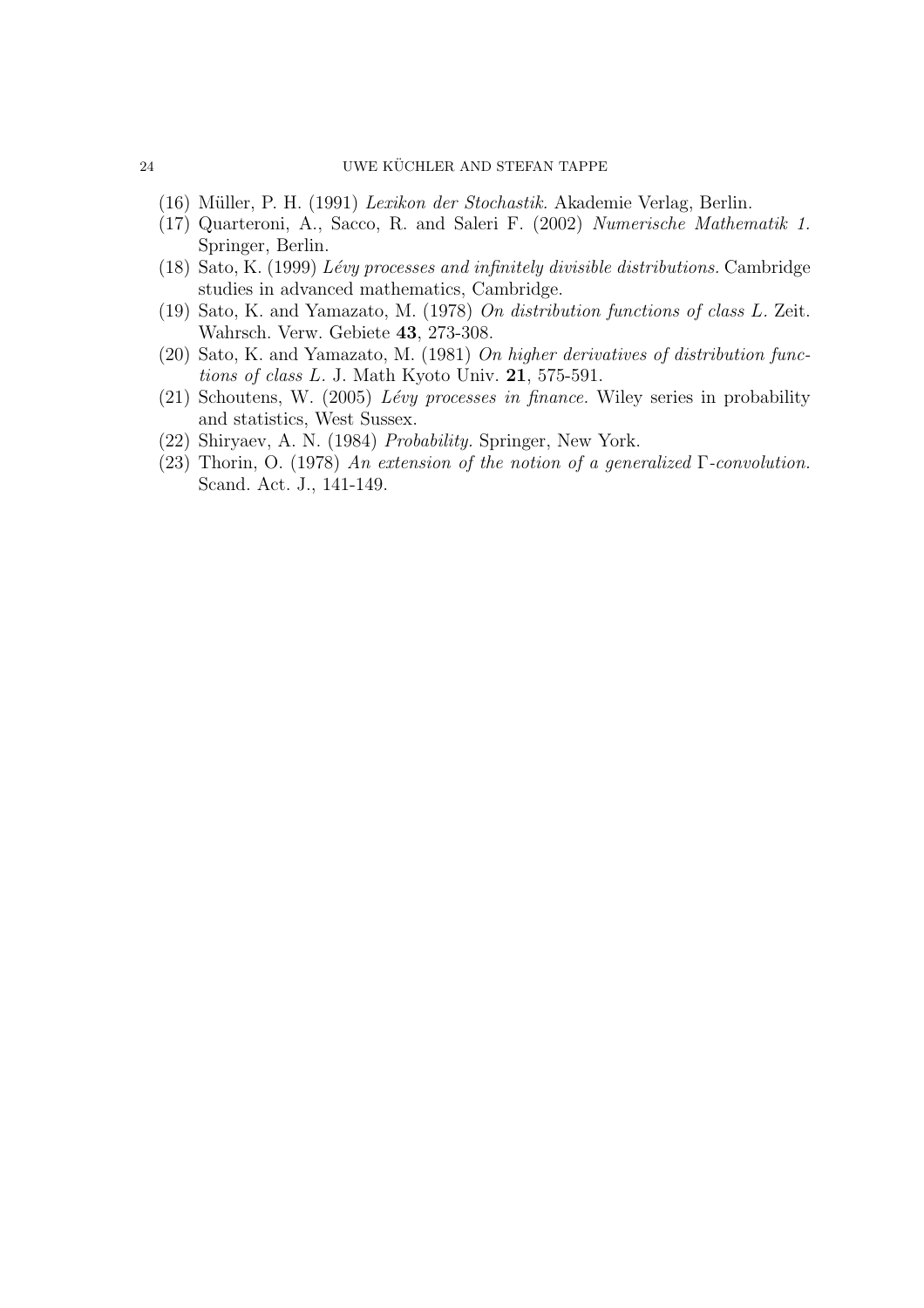(16) Müller, P. H. (1991) *Lexikon der Stochastik.* Akademie Verlag, Berlin.

(17) Quarteroni, A., Sacco, R. and Saleri F. (2002) *Numerische Mathematik 1.* Springer, Berlin.

(18) Sato, K. (1999) *Lévy processes and infinitely divisible distributions.* Cambridge studies in advanced mathematics, Cambridge.

(19) Sato, K. and Yamazato, M. (1978) *On distribution functions of class L.* Zeit. Wahrsch. Verw. Gebiete **43**, 273-308.

(20) Sato, K. and Yamazato, M. (1981) *On higher derivatives of distribution functions of class L.* J. Math Kyoto Univ. **21**, 575-591.

(21) Schoutens, W. (2005) *Lévy processes in finance.* Wiley series in probability and statistics, West Sussex.

(22) Shiryaev, A. N. (1984) *Probability.* Springer, New York.

(23) Thorin, O. (1978) *An extension of the notion of a generalized* $\Gamma$*-convolution.* Scand. Act. J., 141-149.